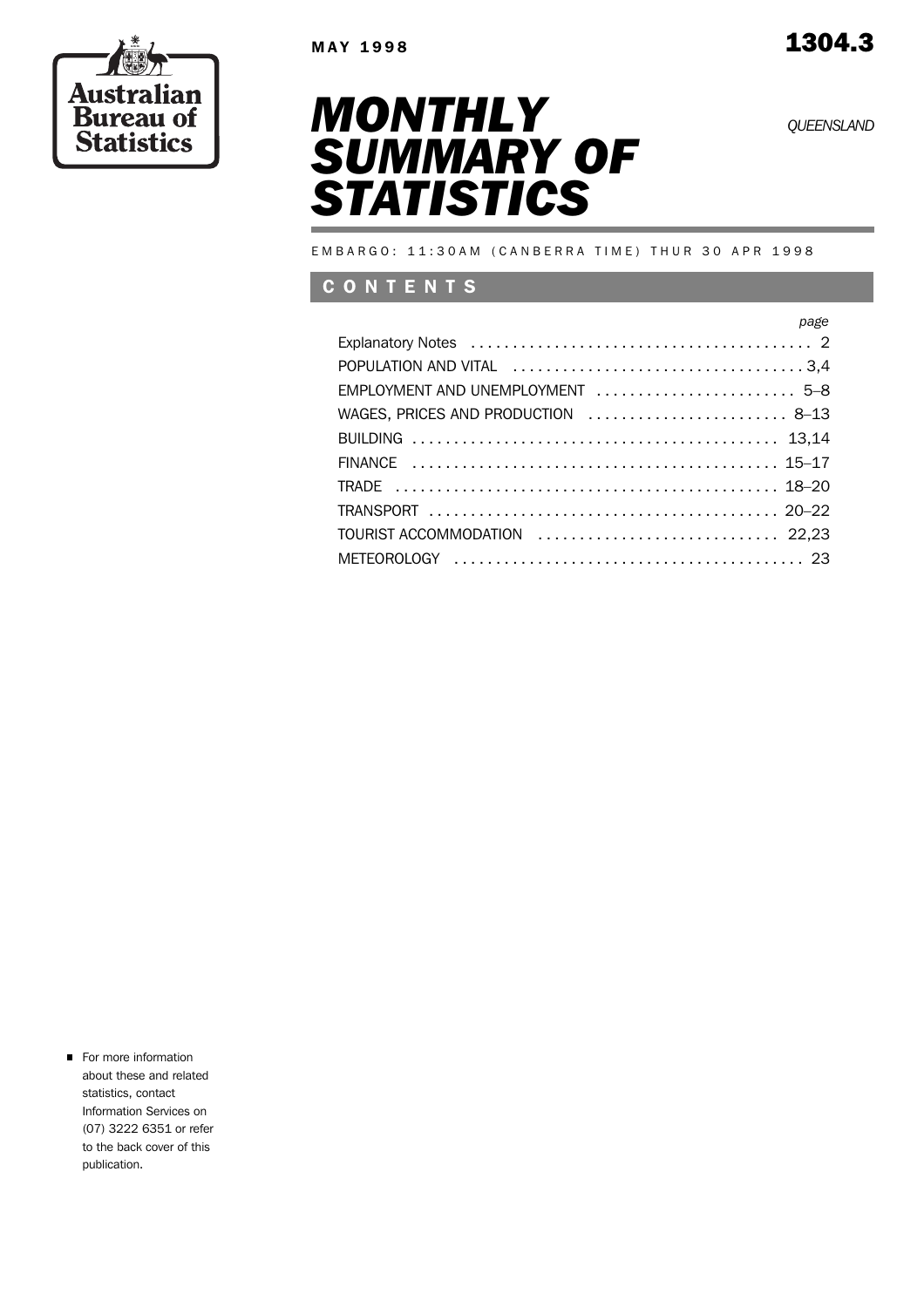Australian Bureau of Statistics

MAY 1998

1304.3

# MONTHLY SUMMARY OF STATISTICS

*QUEENSLAND*

EMBARGO: 11:30AM (CANBERRA TIME) THUR 30 APR 1998

## CONTENTS

| | *page* |
|---|---|
| Explanatory Notes | 2 |
| POPULATION AND VITAL | 3,4 |
| EMPLOYMENT AND UNEMPLOYMENT | 5–8 |
| WAGES, PRICES AND PRODUCTION | 8–13 |
| BUILDING | 13,14 |
| FINANCE | 15–17 |
| TRADE | 18–20 |
| TRANSPORT | 20–22 |
| TOURIST ACCOMMODATION | 22,23 |
| METEOROLOGY | 23 |

- For more information about these and related statistics, contact Information Services on (07) 3222 6351 or refer to the back cover of this publication.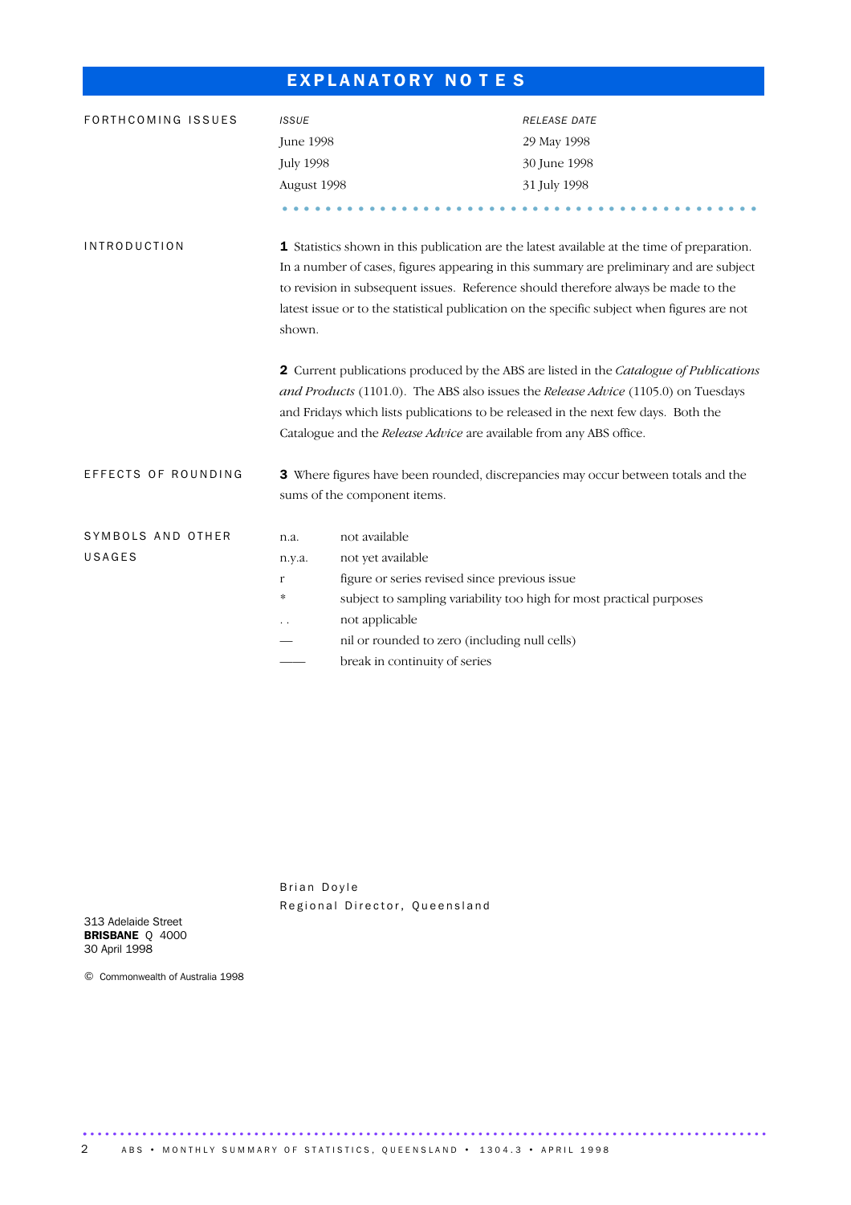# EXPLANATORY NOTES

## FORTHCOMING ISSUES

| *ISSUE* | *RELEASE DATE* |
|---|---|
| June 1998 | 29 May 1998 |
| July 1998 | 30 June 1998 |
| August 1998 | 31 July 1998 |

## INTRODUCTION

**1** Statistics shown in this publication are the latest available at the time of preparation. In a number of cases, figures appearing in this summary are preliminary and are subject to revision in subsequent issues. Reference should therefore always be made to the latest issue or to the statistical publication on the specific subject when figures are not shown.

**2** Current publications produced by the ABS are listed in the *Catalogue of Publications and Products* (1101.0). The ABS also issues the *Release Advice* (1105.0) on Tuesdays and Fridays which lists publications to be released in the next few days. Both the Catalogue and the *Release Advice* are available from any ABS office.

## EFFECTS OF ROUNDING

**3** Where figures have been rounded, discrepancies may occur between totals and the sums of the component items.

## SYMBOLS AND OTHER USAGES

| | |
|---|---|
| n.a. | not available |
| n.y.a. | not yet available |
| r | figure or series revised since previous issue |
| * | subject to sampling variability too high for most practical purposes |
| . . | not applicable |
| — | nil or rounded to zero (including null cells) |
| —— | break in continuity of series |

Brian Doyle
Regional Director, Queensland

313 Adelaide Street
**BRISBANE** Q 4000
30 April 1998

© Commonwealth of Australia 1998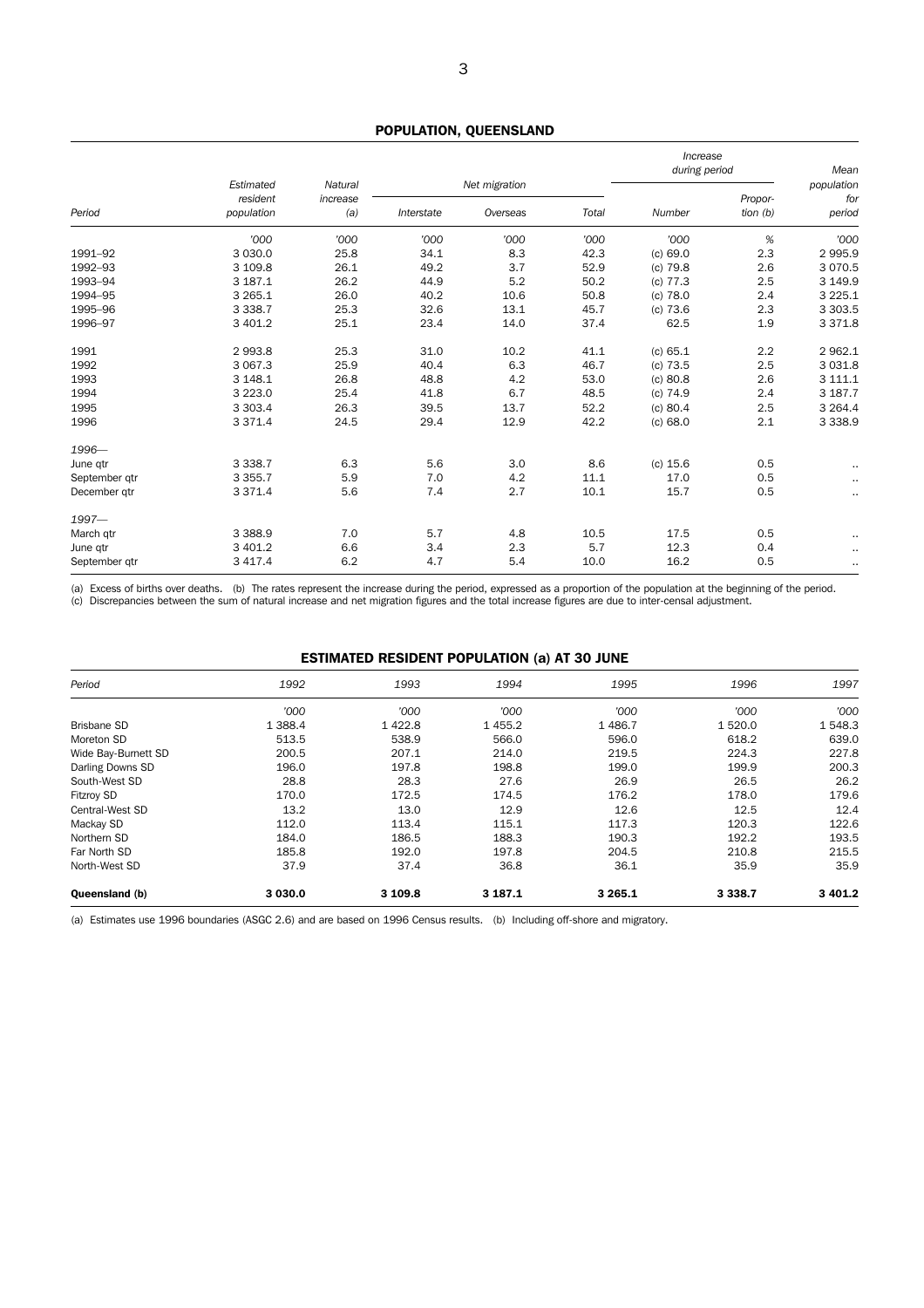## POPULATION, QUEENSLAND

| Period | Estimated resident population | Natural increase (a) | Net migration | | | Increase during period | | Mean population for period |
|---|---|---|---|---|---|---|---|---|
| | | | Interstate | Overseas | Total | Number | Proportion (b) | |
| | '000 | '000 | '000 | '000 | '000 | '000 | % | '000 |
| 1991–92 | 3 030.0 | 25.8 | 34.1 | 8.3 | 42.3 | (c) 69.0 | 2.3 | 2 995.9 |
| 1992–93 | 3 109.8 | 26.1 | 49.2 | 3.7 | 52.9 | (c) 79.8 | 2.6 | 3 070.5 |
| 1993–94 | 3 187.1 | 26.2 | 44.9 | 5.2 | 50.2 | (c) 77.3 | 2.5 | 3 149.9 |
| 1994–95 | 3 265.1 | 26.0 | 40.2 | 10.6 | 50.8 | (c) 78.0 | 2.4 | 3 225.1 |
| 1995–96 | 3 338.7 | 25.3 | 32.6 | 13.1 | 45.7 | (c) 73.6 | 2.3 | 3 303.5 |
| 1996–97 | 3 401.2 | 25.1 | 23.4 | 14.0 | 37.4 | 62.5 | 1.9 | 3 371.8 |
| 1991 | 2 993.8 | 25.3 | 31.0 | 10.2 | 41.1 | (c) 65.1 | 2.2 | 2 962.1 |
| 1992 | 3 067.3 | 25.9 | 40.4 | 6.3 | 46.7 | (c) 73.5 | 2.5 | 3 031.8 |
| 1993 | 3 148.1 | 26.8 | 48.8 | 4.2 | 53.0 | (c) 80.8 | 2.6 | 3 111.1 |
| 1994 | 3 223.0 | 25.4 | 41.8 | 6.7 | 48.5 | (c) 74.9 | 2.4 | 3 187.7 |
| 1995 | 3 303.4 | 26.3 | 39.5 | 13.7 | 52.2 | (c) 80.4 | 2.5 | 3 264.4 |
| 1996 | 3 371.4 | 24.5 | 29.4 | 12.9 | 42.2 | (c) 68.0 | 2.1 | 3 338.9 |
| *1996—* | | | | | | | | |
| June qtr | 3 338.7 | 6.3 | 5.6 | 3.0 | 8.6 | (c) 15.6 | 0.5 | .. |
| September qtr | 3 355.7 | 5.9 | 7.0 | 4.2 | 11.1 | 17.0 | 0.5 | .. |
| December qtr | 3 371.4 | 5.6 | 7.4 | 2.7 | 10.1 | 15.7 | 0.5 | .. |
| *1997—* | | | | | | | | |
| March qtr | 3 388.9 | 7.0 | 5.7 | 4.8 | 10.5 | 17.5 | 0.5 | .. |
| June qtr | 3 401.2 | 6.6 | 3.4 | 2.3 | 5.7 | 12.3 | 0.4 | .. |
| September qtr | 3 417.4 | 6.2 | 4.7 | 5.4 | 10.0 | 16.2 | 0.5 | .. |

(a) Excess of births over deaths. (b) The rates represent the increase during the period, expressed as a proportion of the population at the beginning of the period.
(c) Discrepancies between the sum of natural increase and net migration figures and the total increase figures are due to inter-censal adjustment.

## ESTIMATED RESIDENT POPULATION (a) AT 30 JUNE

| Period | 1992 | 1993 | 1994 | 1995 | 1996 | 1997 |
|---|---|---|---|---|---|---|
| | '000 | '000 | '000 | '000 | '000 | '000 |
| Brisbane SD | 1 388.4 | 1 422.8 | 1 455.2 | 1 486.7 | 1 520.0 | 1 548.3 |
| Moreton SD | 513.5 | 538.9 | 566.0 | 596.0 | 618.2 | 639.0 |
| Wide Bay-Burnett SD | 200.5 | 207.1 | 214.0 | 219.5 | 224.3 | 227.8 |
| Darling Downs SD | 196.0 | 197.8 | 198.8 | 199.0 | 199.9 | 200.3 |
| South-West SD | 28.8 | 28.3 | 27.6 | 26.9 | 26.5 | 26.2 |
| Fitzroy SD | 170.0 | 172.5 | 174.5 | 176.2 | 178.0 | 179.6 |
| Central-West SD | 13.2 | 13.0 | 12.9 | 12.6 | 12.5 | 12.4 |
| Mackay SD | 112.0 | 113.4 | 115.1 | 117.3 | 120.3 | 122.6 |
| Northern SD | 184.0 | 186.5 | 188.3 | 190.3 | 192.2 | 193.5 |
| Far North SD | 185.8 | 192.0 | 197.8 | 204.5 | 210.8 | 215.5 |
| North-West SD | 37.9 | 37.4 | 36.8 | 36.1 | 35.9 | 35.9 |
| **Queensland (b)** | **3 030.0** | **3 109.8** | **3 187.1** | **3 265.1** | **3 338.7** | **3 401.2** |

(a) Estimates use 1996 boundaries (ASGC 2.6) and are based on 1996 Census results. (b) Including off-shore and migratory.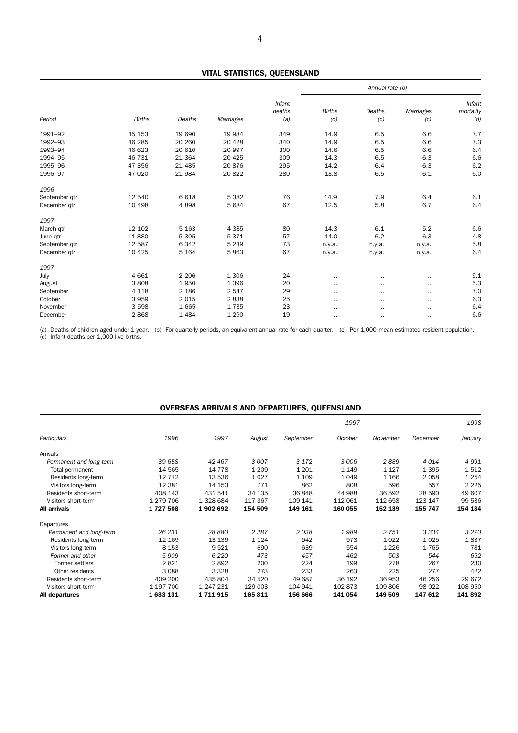## VITAL STATISTICS, QUEENSLAND

| | | | | | Annual rate (b) | | | |
|---|---|---|---|---|---|---|---|---|
| Period | Births | Deaths | Marriages | Infant deaths (a) | Births (c) | Deaths (c) | Marriages (c) | Infant mortality (d) |
| 1991–92 | 45 153 | 19 690 | 19 984 | 349 | 14.9 | 6.5 | 6.6 | 7.7 |
| 1992–93 | 46 285 | 20 260 | 20 428 | 340 | 14.9 | 6.5 | 6.6 | 7.3 |
| 1993–94 | 46 623 | 20 610 | 20 997 | 300 | 14.6 | 6.5 | 6.6 | 6.4 |
| 1994–95 | 46 731 | 21 364 | 20 425 | 309 | 14.3 | 6.5 | 6.3 | 6.6 |
| 1995–96 | 47 356 | 21 485 | 20 876 | 295 | 14.2 | 6.4 | 6.3 | 6.2 |
| 1996–97 | 47 020 | 21 984 | 20 822 | 280 | 13.8 | 6.5 | 6.1 | 6.0 |
| *1996—* | | | | | | | | |
| September qtr | 12 540 | 6 618 | 5 382 | 76 | 14.9 | 7.9 | 6.4 | 6.1 |
| December qtr | 10 498 | 4 898 | 5 684 | 67 | 12.5 | 5.8 | 6.7 | 6.4 |
| *1997—* | | | | | | | | |
| March qtr | 12 102 | 5 163 | 4 385 | 80 | 14.3 | 6.1 | 5.2 | 6.6 |
| June qtr | 11 880 | 5 305 | 5 371 | 57 | 14.0 | 6.2 | 6.3 | 4.8 |
| September qtr | 12 587 | 6 342 | 5 249 | 73 | n.y.a. | n.y.a. | n.y.a. | 5.8 |
| December qtr | 10 425 | 5 164 | 5 863 | 67 | n.y.a. | n.y.a. | n.y.a. | 6.4 |
| *1997—* | | | | | | | | |
| July | 4 661 | 2 206 | 1 306 | 24 | .. | .. | .. | 5.1 |
| August | 3 808 | 1 950 | 1 396 | 20 | .. | .. | .. | 5.3 |
| September | 4 118 | 2 186 | 2 547 | 29 | .. | .. | .. | 7.0 |
| October | 3 959 | 2 015 | 2 838 | 25 | .. | .. | .. | 6.3 |
| November | 3 598 | 1 665 | 1 735 | 23 | .. | .. | .. | 6.4 |
| December | 2 868 | 1 484 | 1 290 | 19 | .. | .. | .. | 6.6 |

(a) Deaths of children aged under 1 year. (b) For quarterly periods, an equivalent annual rate for each quarter. (c) Per 1,000 mean estimated resident population. (d) Infant deaths per 1,000 live births.

## OVERSEAS ARRIVALS AND DEPARTURES, QUEENSLAND

| | | | 1997 | | | | | 1998 |
|---|---|---|---|---|---|---|---|---|
| Particulars | 1996 | 1997 | August | September | October | November | December | January |
| Arrivals | | | | | | | | |
| *Permanent and long-term* | *39 658* | *42 467* | *3 007* | *3 172* | *3 006* | *2 889* | *4 014* | *4 991* |
| Total permanent | 14 565 | 14 778 | 1 209 | 1 201 | 1 149 | 1 127 | 1 395 | 1 512 |
| Residents long-term | 12 712 | 13 536 | 1 027 | 1 109 | 1 049 | 1 166 | 2 058 | 1 254 |
| Visitors long-term | 12 381 | 14 153 | 771 | 862 | 808 | 596 | 557 | 2 225 |
| Residents short-term | 408 143 | 431 541 | 34 135 | 36 848 | 44 988 | 36 592 | 28 590 | 49 607 |
| Visitors short-term | 1 279 706 | 1 328 684 | 117 367 | 109 141 | 112 061 | 112 658 | 123 147 | 99 536 |
| **All arrivals** | **1 727 508** | **1 902 692** | **154 509** | **149 161** | **160 055** | **152 139** | **155 747** | **154 134** |
| Departures | | | | | | | | |
| *Permanent and long-term* | *26 231* | *28 880* | *2 287* | *2 038* | *1 989* | *2 751* | *3 334* | *3 270* |
| Residents long-term | 12 169 | 13 139 | 1 124 | 942 | 973 | 1 022 | 1 025 | 1 837 |
| Visitors long-term | 8 153 | 9 521 | 690 | 639 | 554 | 1 226 | 1 765 | 781 |
| *Former and other* | *5 909* | *6 220* | *473* | *457* | *462* | *503* | *544* | *652* |
| Former settlers | 2 821 | 2 892 | 200 | 224 | 199 | 278 | 267 | 230 |
| Other residents | 3 088 | 3 328 | 273 | 233 | 263 | 225 | 277 | 422 |
| Residents short-term | 409 200 | 435 804 | 34 520 | 49 687 | 36 192 | 36 953 | 46 256 | 29 672 |
| Visitors short-term | 1 197 700 | 1 247 231 | 129 003 | 104 941 | 102 873 | 109 806 | 98 022 | 108 950 |
| **All departures** | **1 633 131** | **1 711 915** | **165 811** | **156 666** | **141 054** | **149 509** | **147 612** | **141 892** |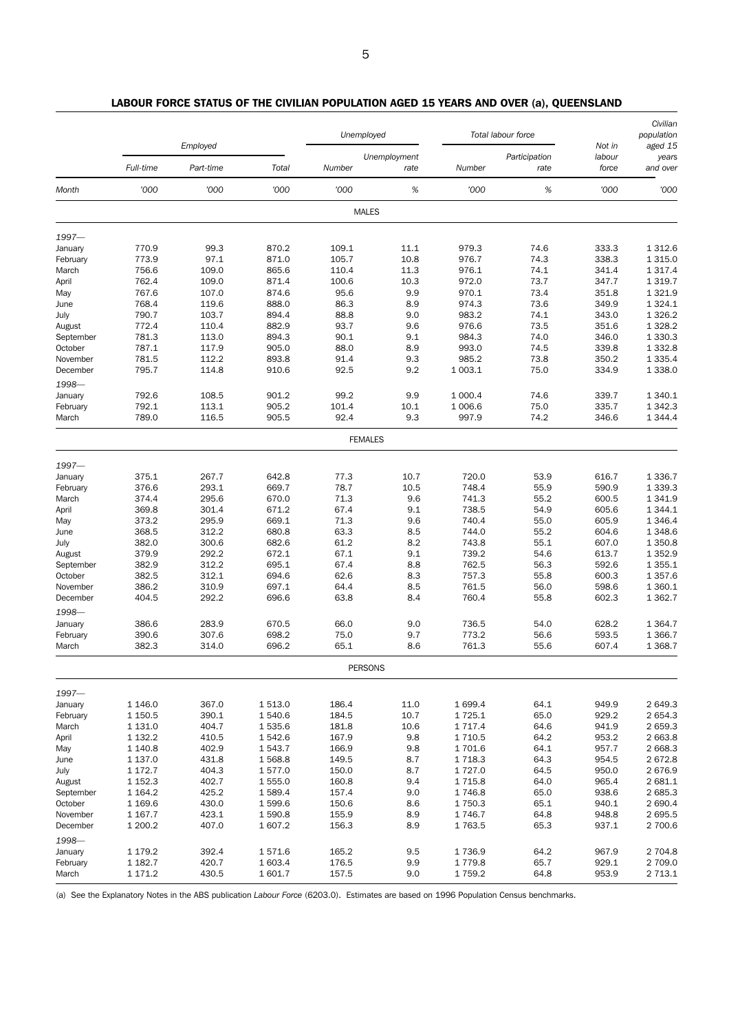## LABOUR FORCE STATUS OF THE CIVILIAN POPULATION AGED 15 YEARS AND OVER (a), QUEENSLAND

| | Employed | | | Unemployed | | Total labour force | | Not in labour force | Civilian population aged 15 years and over |
|---|---|---|---|---|---|---|---|---|---|
| | Full-time | Part-time | Total | Number | Unemployment rate | Number | Participation rate | | |
| Month | '000 | '000 | '000 | '000 | % | '000 | % | '000 | '000 |
| **MALES** | | | | | | | | | |
| *1997—* | | | | | | | | | |
| January | 770.9 | 99.3 | 870.2 | 109.1 | 11.1 | 979.3 | 74.6 | 333.3 | 1 312.6 |
| February | 773.9 | 97.1 | 871.0 | 105.7 | 10.8 | 976.7 | 74.3 | 338.3 | 1 315.0 |
| March | 756.6 | 109.0 | 865.6 | 110.4 | 11.3 | 976.1 | 74.1 | 341.4 | 1 317.4 |
| April | 762.4 | 109.0 | 871.4 | 100.6 | 10.3 | 972.0 | 73.7 | 347.7 | 1 319.7 |
| May | 767.6 | 107.0 | 874.6 | 95.6 | 9.9 | 970.1 | 73.4 | 351.8 | 1 321.9 |
| June | 768.4 | 119.6 | 888.0 | 86.3 | 8.9 | 974.3 | 73.6 | 349.9 | 1 324.1 |
| July | 790.7 | 103.7 | 894.4 | 88.8 | 9.0 | 983.2 | 74.1 | 343.0 | 1 326.2 |
| August | 772.4 | 110.4 | 882.9 | 93.7 | 9.6 | 976.6 | 73.5 | 351.6 | 1 328.2 |
| September | 781.3 | 113.0 | 894.3 | 90.1 | 9.1 | 984.3 | 74.0 | 346.0 | 1 330.3 |
| October | 787.1 | 117.9 | 905.0 | 88.0 | 8.9 | 993.0 | 74.5 | 339.8 | 1 332.8 |
| November | 781.5 | 112.2 | 893.8 | 91.4 | 9.3 | 985.2 | 73.8 | 350.2 | 1 335.4 |
| December | 795.7 | 114.8 | 910.6 | 92.5 | 9.2 | 1 003.1 | 75.0 | 334.9 | 1 338.0 |
| *1998—* | | | | | | | | | |
| January | 792.6 | 108.5 | 901.2 | 99.2 | 9.9 | 1 000.4 | 74.6 | 339.7 | 1 340.1 |
| February | 792.1 | 113.1 | 905.2 | 101.4 | 10.1 | 1 006.6 | 75.0 | 335.7 | 1 342.3 |
| March | 789.0 | 116.5 | 905.5 | 92.4 | 9.3 | 997.9 | 74.2 | 346.6 | 1 344.4 |
| **FEMALES** | | | | | | | | | |
| *1997—* | | | | | | | | | |
| January | 375.1 | 267.7 | 642.8 | 77.3 | 10.7 | 720.0 | 53.9 | 616.7 | 1 336.7 |
| February | 376.6 | 293.1 | 669.7 | 78.7 | 10.5 | 748.4 | 55.9 | 590.9 | 1 339.3 |
| March | 374.4 | 295.6 | 670.0 | 71.3 | 9.6 | 741.3 | 55.2 | 600.5 | 1 341.9 |
| April | 369.8 | 301.4 | 671.2 | 67.4 | 9.1 | 738.5 | 54.9 | 605.6 | 1 344.1 |
| May | 373.2 | 295.9 | 669.1 | 71.3 | 9.6 | 740.4 | 55.0 | 605.9 | 1 346.4 |
| June | 368.5 | 312.2 | 680.8 | 63.3 | 8.5 | 744.0 | 55.2 | 604.6 | 1 348.6 |
| July | 382.0 | 300.6 | 682.6 | 61.2 | 8.2 | 743.8 | 55.1 | 607.0 | 1 350.8 |
| August | 379.9 | 292.2 | 672.1 | 67.1 | 9.1 | 739.2 | 54.6 | 613.7 | 1 352.9 |
| September | 382.9 | 312.2 | 695.1 | 67.4 | 8.8 | 762.5 | 56.3 | 592.6 | 1 355.1 |
| October | 382.5 | 312.1 | 694.6 | 62.6 | 8.3 | 757.3 | 55.8 | 600.3 | 1 357.6 |
| November | 386.2 | 310.9 | 697.1 | 64.4 | 8.5 | 761.5 | 56.0 | 598.6 | 1 360.1 |
| December | 404.5 | 292.2 | 696.6 | 63.8 | 8.4 | 760.4 | 55.8 | 602.3 | 1 362.7 |
| *1998—* | | | | | | | | | |
| January | 386.6 | 283.9 | 670.5 | 66.0 | 9.0 | 736.5 | 54.0 | 628.2 | 1 364.7 |
| February | 390.6 | 307.6 | 698.2 | 75.0 | 9.7 | 773.2 | 56.6 | 593.5 | 1 366.7 |
| March | 382.3 | 314.0 | 696.2 | 65.1 | 8.6 | 761.3 | 55.6 | 607.4 | 1 368.7 |
| **PERSONS** | | | | | | | | | |
| *1997—* | | | | | | | | | |
| January | 1 146.0 | 367.0 | 1 513.0 | 186.4 | 11.0 | 1 699.4 | 64.1 | 949.9 | 2 649.3 |
| February | 1 150.5 | 390.1 | 1 540.6 | 184.5 | 10.7 | 1 725.1 | 65.0 | 929.2 | 2 654.3 |
| March | 1 131.0 | 404.7 | 1 535.6 | 181.8 | 10.6 | 1 717.4 | 64.6 | 941.9 | 2 659.3 |
| April | 1 132.2 | 410.5 | 1 542.6 | 167.9 | 9.8 | 1 710.5 | 64.2 | 953.2 | 2 663.8 |
| May | 1 140.8 | 402.9 | 1 543.7 | 166.9 | 9.8 | 1 701.6 | 64.1 | 957.7 | 2 668.3 |
| June | 1 137.0 | 431.8 | 1 568.8 | 149.5 | 8.7 | 1 718.3 | 64.3 | 954.5 | 2 672.8 |
| July | 1 172.7 | 404.3 | 1 577.0 | 150.0 | 8.7 | 1 727.0 | 64.5 | 950.0 | 2 676.9 |
| August | 1 152.3 | 402.7 | 1 555.0 | 160.8 | 9.4 | 1 715.8 | 64.0 | 965.4 | 2 681.1 |
| September | 1 164.2 | 425.2 | 1 589.4 | 157.4 | 9.0 | 1 746.8 | 65.0 | 938.6 | 2 685.3 |
| October | 1 169.6 | 430.0 | 1 599.6 | 150.6 | 8.6 | 1 750.3 | 65.1 | 940.1 | 2 690.4 |
| November | 1 167.7 | 423.1 | 1 590.8 | 155.9 | 8.9 | 1 746.7 | 64.8 | 948.8 | 2 695.5 |
| December | 1 200.2 | 407.0 | 1 607.2 | 156.3 | 8.9 | 1 763.5 | 65.3 | 937.1 | 2 700.6 |
| *1998—* | | | | | | | | | |
| January | 1 179.2 | 392.4 | 1 571.6 | 165.2 | 9.5 | 1 736.9 | 64.2 | 967.9 | 2 704.8 |
| February | 1 182.7 | 420.7 | 1 603.4 | 176.5 | 9.9 | 1 779.8 | 65.7 | 929.1 | 2 709.0 |
| March | 1 171.2 | 430.5 | 1 601.7 | 157.5 | 9.0 | 1 759.2 | 64.8 | 953.9 | 2 713.1 |

(a) See the Explanatory Notes in the ABS publication *Labour Force* (6203.0). Estimates are based on 1996 Population Census benchmarks.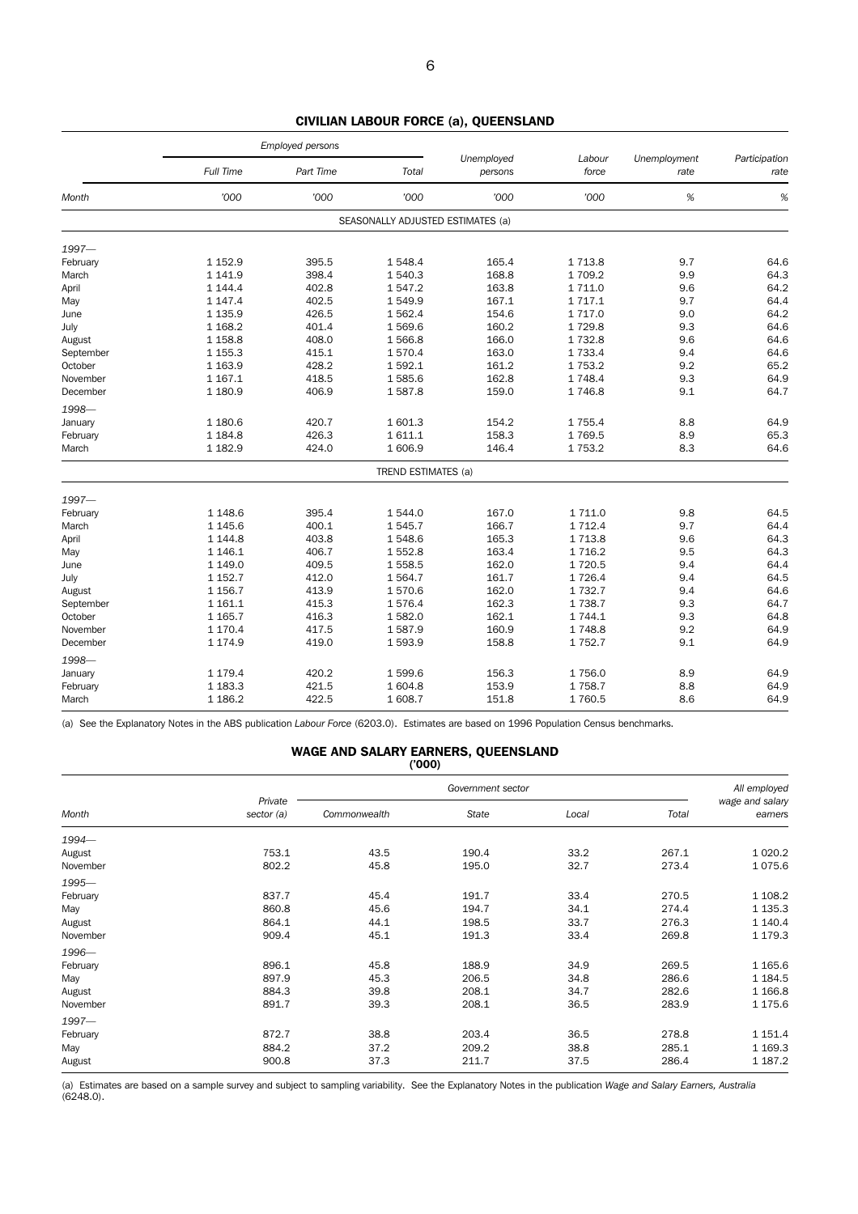## CIVILIAN LABOUR FORCE (a), QUEENSLAND

| Month | Employed persons — Full Time | Employed persons — Part Time | Employed persons — Total | Unemployed persons | Labour force | Unemployment rate | Participation rate |
|---|---|---|---|---|---|---|---|
| | '000 | '000 | '000 | '000 | '000 | % | % |
| **SEASONALLY ADJUSTED ESTIMATES (a)** | | | | | | | |
| *1997—* | | | | | | | |
| February | 1 152.9 | 395.5 | 1 548.4 | 165.4 | 1 713.8 | 9.7 | 64.6 |
| March | 1 141.9 | 398.4 | 1 540.3 | 168.8 | 1 709.2 | 9.9 | 64.3 |
| April | 1 144.4 | 402.8 | 1 547.2 | 163.8 | 1 711.0 | 9.6 | 64.2 |
| May | 1 147.4 | 402.5 | 1 549.9 | 167.1 | 1 717.1 | 9.7 | 64.4 |
| June | 1 135.9 | 426.5 | 1 562.4 | 154.6 | 1 717.0 | 9.0 | 64.2 |
| July | 1 168.2 | 401.4 | 1 569.6 | 160.2 | 1 729.8 | 9.3 | 64.6 |
| August | 1 158.8 | 408.0 | 1 566.8 | 166.0 | 1 732.8 | 9.6 | 64.6 |
| September | 1 155.3 | 415.1 | 1 570.4 | 163.0 | 1 733.4 | 9.4 | 64.6 |
| October | 1 163.9 | 428.2 | 1 592.1 | 161.2 | 1 753.2 | 9.2 | 65.2 |
| November | 1 167.1 | 418.5 | 1 585.6 | 162.8 | 1 748.4 | 9.3 | 64.9 |
| December | 1 180.9 | 406.9 | 1 587.8 | 159.0 | 1 746.8 | 9.1 | 64.7 |
| *1998—* | | | | | | | |
| January | 1 180.6 | 420.7 | 1 601.3 | 154.2 | 1 755.4 | 8.8 | 64.9 |
| February | 1 184.8 | 426.3 | 1 611.1 | 158.3 | 1 769.5 | 8.9 | 65.3 |
| March | 1 182.9 | 424.0 | 1 606.9 | 146.4 | 1 753.2 | 8.3 | 64.6 |
| **TREND ESTIMATES (a)** | | | | | | | |
| *1997—* | | | | | | | |
| February | 1 148.6 | 395.4 | 1 544.0 | 167.0 | 1 711.0 | 9.8 | 64.5 |
| March | 1 145.6 | 400.1 | 1 545.7 | 166.7 | 1 712.4 | 9.7 | 64.4 |
| April | 1 144.8 | 403.8 | 1 548.6 | 165.3 | 1 713.8 | 9.6 | 64.3 |
| May | 1 146.1 | 406.7 | 1 552.8 | 163.4 | 1 716.2 | 9.5 | 64.3 |
| June | 1 149.0 | 409.5 | 1 558.5 | 162.0 | 1 720.5 | 9.4 | 64.4 |
| July | 1 152.7 | 412.0 | 1 564.7 | 161.7 | 1 726.4 | 9.4 | 64.5 |
| August | 1 156.7 | 413.9 | 1 570.6 | 162.0 | 1 732.7 | 9.4 | 64.6 |
| September | 1 161.1 | 415.3 | 1 576.4 | 162.3 | 1 738.7 | 9.3 | 64.7 |
| October | 1 165.7 | 416.3 | 1 582.0 | 162.1 | 1 744.1 | 9.3 | 64.8 |
| November | 1 170.4 | 417.5 | 1 587.9 | 160.9 | 1 748.8 | 9.2 | 64.9 |
| December | 1 174.9 | 419.0 | 1 593.9 | 158.8 | 1 752.7 | 9.1 | 64.9 |
| *1998—* | | | | | | | |
| January | 1 179.4 | 420.2 | 1 599.6 | 156.3 | 1 756.0 | 8.9 | 64.9 |
| February | 1 183.3 | 421.5 | 1 604.8 | 153.9 | 1 758.7 | 8.8 | 64.9 |
| March | 1 186.2 | 422.5 | 1 608.7 | 151.8 | 1 760.5 | 8.6 | 64.9 |

(a) See the Explanatory Notes in the ABS publication *Labour Force* (6203.0). Estimates are based on 1996 Population Census benchmarks.

## WAGE AND SALARY EARNERS, QUEENSLAND
('000)

| Month | Private sector (a) | Government sector — Commonwealth | Government sector — State | Government sector — Local | Government sector — Total | All employed wage and salary earners |
|---|---|---|---|---|---|---|
| *1994—* | | | | | | |
| August | 753.1 | 43.5 | 190.4 | 33.2 | 267.1 | 1 020.2 |
| November | 802.2 | 45.8 | 195.0 | 32.7 | 273.4 | 1 075.6 |
| *1995—* | | | | | | |
| February | 837.7 | 45.4 | 191.7 | 33.4 | 270.5 | 1 108.2 |
| May | 860.8 | 45.6 | 194.7 | 34.1 | 274.4 | 1 135.3 |
| August | 864.1 | 44.1 | 198.5 | 33.7 | 276.3 | 1 140.4 |
| November | 909.4 | 45.1 | 191.3 | 33.4 | 269.8 | 1 179.3 |
| *1996—* | | | | | | |
| February | 896.1 | 45.8 | 188.9 | 34.9 | 269.5 | 1 165.6 |
| May | 897.9 | 45.3 | 206.5 | 34.8 | 286.6 | 1 184.5 |
| August | 884.3 | 39.8 | 208.1 | 34.7 | 282.6 | 1 166.8 |
| November | 891.7 | 39.3 | 208.1 | 36.5 | 283.9 | 1 175.6 |
| *1997—* | | | | | | |
| February | 872.7 | 38.8 | 203.4 | 36.5 | 278.8 | 1 151.4 |
| May | 884.2 | 37.2 | 209.2 | 38.8 | 285.1 | 1 169.3 |
| August | 900.8 | 37.3 | 211.7 | 37.5 | 286.4 | 1 187.2 |

(a) Estimates are based on a sample survey and subject to sampling variability. See the Explanatory Notes in the publication *Wage and Salary Earners, Australia* (6248.0).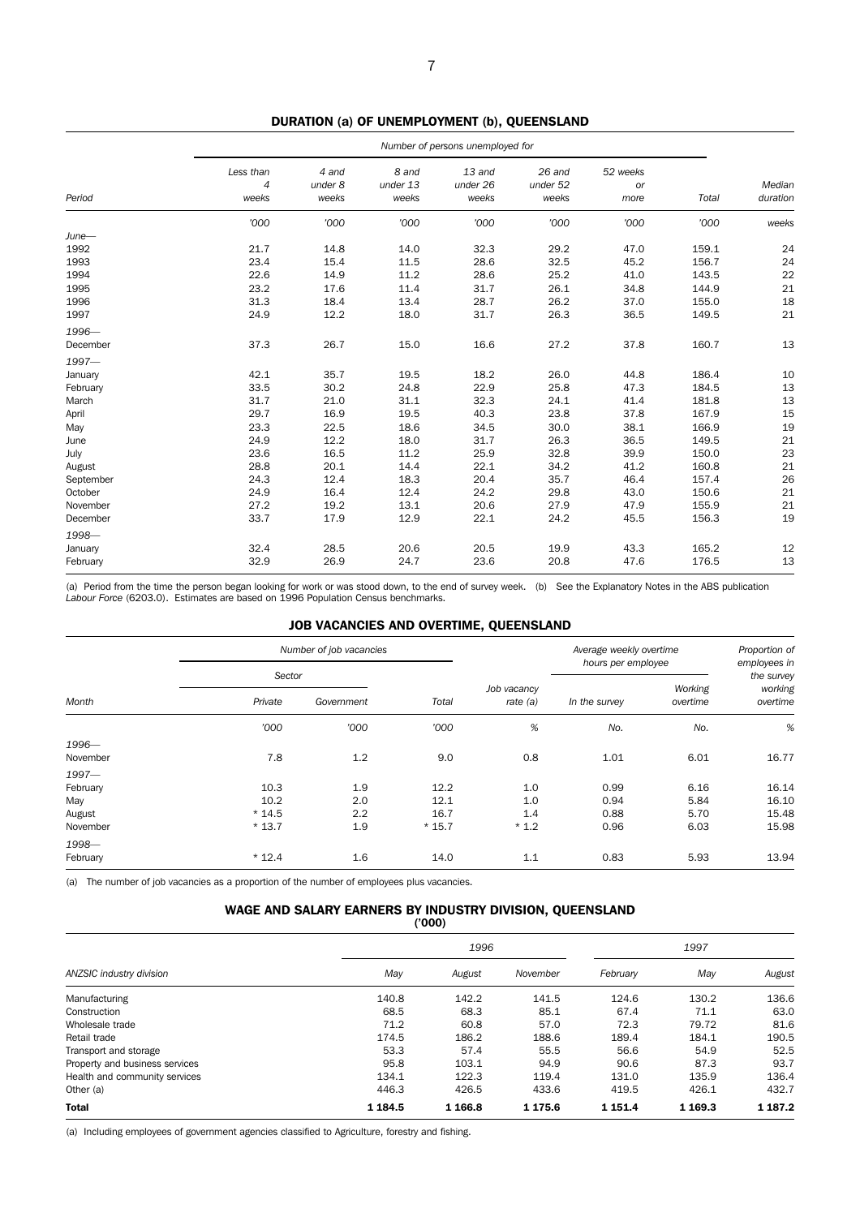## DURATION (a) OF UNEMPLOYMENT (b), QUEENSLAND

| Period | Less than 4 weeks | 4 and under 8 weeks | 8 and under 13 weeks | 13 and under 26 weeks | 26 and under 52 weeks | 52 weeks or more | Total | Median duration |
|---|---|---|---|---|---|---|---|---|
| | *Number of persons unemployed for* | | | | | | | |
| | '000 | '000 | '000 | '000 | '000 | '000 | '000 | weeks |
| *June—* | | | | | | | | |
| 1992 | 21.7 | 14.8 | 14.0 | 32.3 | 29.2 | 47.0 | 159.1 | 24 |
| 1993 | 23.4 | 15.4 | 11.5 | 28.6 | 32.5 | 45.2 | 156.7 | 24 |
| 1994 | 22.6 | 14.9 | 11.2 | 28.6 | 25.2 | 41.0 | 143.5 | 22 |
| 1995 | 23.2 | 17.6 | 11.4 | 31.7 | 26.1 | 34.8 | 144.9 | 21 |
| 1996 | 31.3 | 18.4 | 13.4 | 28.7 | 26.2 | 37.0 | 155.0 | 18 |
| 1997 | 24.9 | 12.2 | 18.0 | 31.7 | 26.3 | 36.5 | 149.5 | 21 |
| *1996—* | | | | | | | | |
| December | 37.3 | 26.7 | 15.0 | 16.6 | 27.2 | 37.8 | 160.7 | 13 |
| *1997—* | | | | | | | | |
| January | 42.1 | 35.7 | 19.5 | 18.2 | 26.0 | 44.8 | 186.4 | 10 |
| February | 33.5 | 30.2 | 24.8 | 22.9 | 25.8 | 47.3 | 184.5 | 13 |
| March | 31.7 | 21.0 | 31.1 | 32.3 | 24.1 | 41.4 | 181.8 | 13 |
| April | 29.7 | 16.9 | 19.5 | 40.3 | 23.8 | 37.8 | 167.9 | 15 |
| May | 23.3 | 22.5 | 18.6 | 34.5 | 30.0 | 38.1 | 166.9 | 19 |
| June | 24.9 | 12.2 | 18.0 | 31.7 | 26.3 | 36.5 | 149.5 | 21 |
| July | 23.6 | 16.5 | 11.2 | 25.9 | 32.8 | 39.9 | 150.0 | 23 |
| August | 28.8 | 20.1 | 14.4 | 22.1 | 34.2 | 41.2 | 160.8 | 21 |
| September | 24.3 | 12.4 | 18.3 | 20.4 | 35.7 | 46.4 | 157.4 | 26 |
| October | 24.9 | 16.4 | 12.4 | 24.2 | 29.8 | 43.0 | 150.6 | 21 |
| November | 27.2 | 19.2 | 13.1 | 20.6 | 27.9 | 47.9 | 155.9 | 21 |
| December | 33.7 | 17.9 | 12.9 | 22.1 | 24.2 | 45.5 | 156.3 | 19 |
| *1998—* | | | | | | | | |
| January | 32.4 | 28.5 | 20.6 | 20.5 | 19.9 | 43.3 | 165.2 | 12 |
| February | 32.9 | 26.9 | 24.7 | 23.6 | 20.8 | 47.6 | 176.5 | 13 |

(a) Period from the time the person began looking for work or was stood down, to the end of survey week. (b) See the Explanatory Notes in the ABS publication *Labour Force* (6203.0). Estimates are based on 1996 Population Census benchmarks.

## JOB VACANCIES AND OVERTIME, QUEENSLAND

| Month | Number of job vacancies | | | | Average weekly overtime hours per employee | | Proportion of employees in the survey working overtime |
|---|---|---|---|---|---|---|---|
| | Sector | | | | | | |
| | Private | Government | Total | Job vacancy rate (a) | In the survey | Working overtime | |
| | '000 | '000 | '000 | % | No. | No. | % |
| *1996—* | | | | | | | |
| November | 7.8 | 1.2 | 9.0 | 0.8 | 1.01 | 6.01 | 16.77 |
| *1997—* | | | | | | | |
| February | 10.3 | 1.9 | 12.2 | 1.0 | 0.99 | 6.16 | 16.14 |
| May | 10.2 | 2.0 | 12.1 | 1.0 | 0.94 | 5.84 | 16.10 |
| August | * 14.5 | 2.2 | 16.7 | 1.4 | 0.88 | 5.70 | 15.48 |
| November | * 13.7 | 1.9 | * 15.7 | * 1.2 | 0.96 | 6.03 | 15.98 |
| *1998—* | | | | | | | |
| February | * 12.4 | 1.6 | 14.0 | 1.1 | 0.83 | 5.93 | 13.94 |

(a) The number of job vacancies as a proportion of the number of employees plus vacancies.

## WAGE AND SALARY EARNERS BY INDUSTRY DIVISION, QUEENSLAND
('000)

| ANZSIC industry division | 1996 May | 1996 August | 1996 November | 1997 February | 1997 May | 1997 August |
|---|---|---|---|---|---|---|
| Manufacturing | 140.8 | 142.2 | 141.5 | 124.6 | 130.2 | 136.6 |
| Construction | 68.5 | 68.3 | 85.1 | 67.4 | 71.1 | 63.0 |
| Wholesale trade | 71.2 | 60.8 | 57.0 | 72.3 | 79.72 | 81.6 |
| Retail trade | 174.5 | 186.2 | 188.6 | 189.4 | 184.1 | 190.5 |
| Transport and storage | 53.3 | 57.4 | 55.5 | 56.6 | 54.9 | 52.5 |
| Property and business services | 95.8 | 103.1 | 94.9 | 90.6 | 87.3 | 93.7 |
| Health and community services | 134.1 | 122.3 | 119.4 | 131.0 | 135.9 | 136.4 |
| Other (a) | 446.3 | 426.5 | 433.6 | 419.5 | 426.1 | 432.7 |
| **Total** | **1 184.5** | **1 166.8** | **1 175.6** | **1 151.4** | **1 169.3** | **1 187.2** |

(a) Including employees of government agencies classified to Agriculture, forestry and fishing.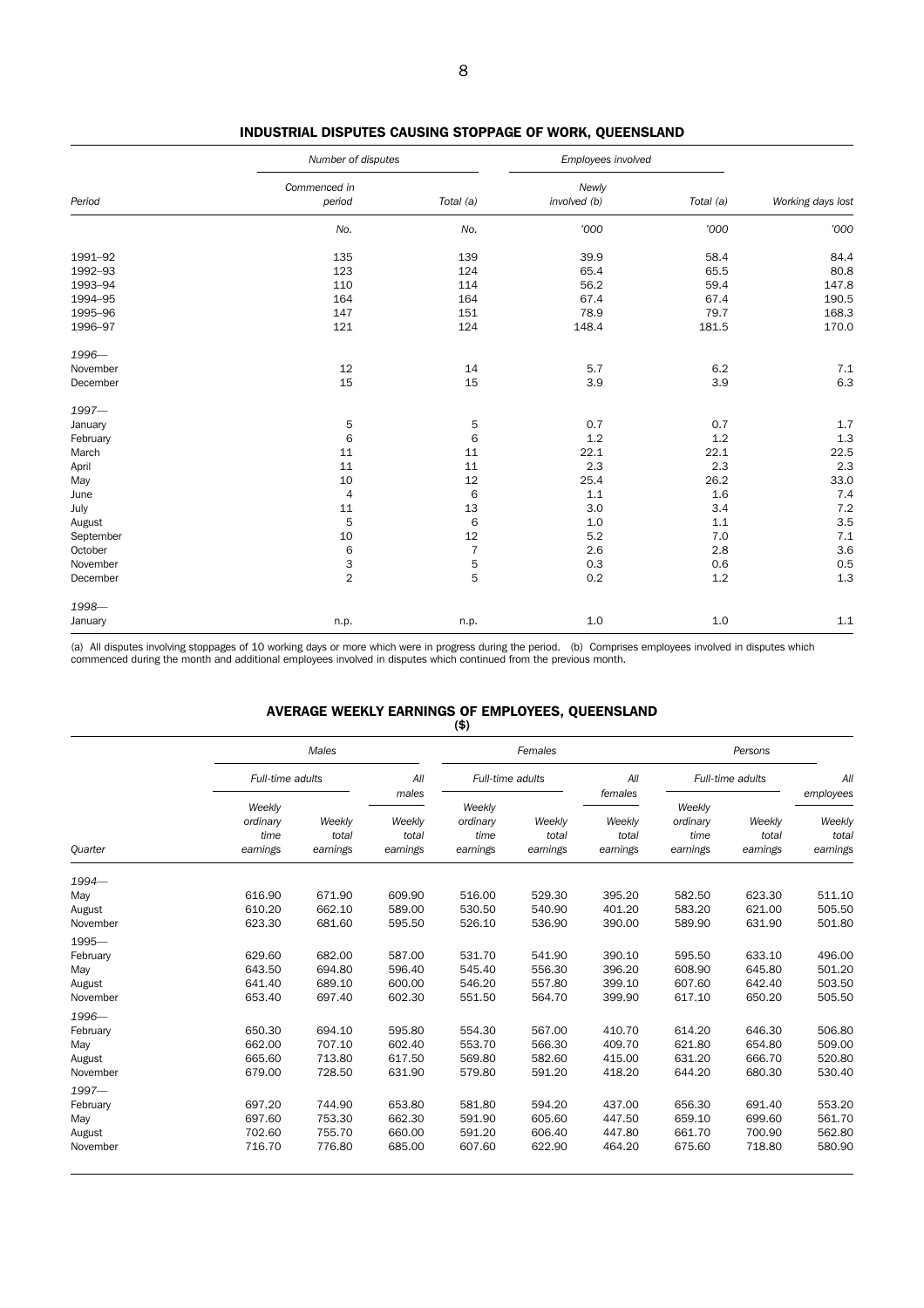## INDUSTRIAL DISPUTES CAUSING STOPPAGE OF WORK, QUEENSLAND

| Period | Number of disputes | | Employees involved | | |
|---|---|---|---|---|---|
| | Commenced in period | Total (a) | Newly involved (b) | Total (a) | Working days lost |
| | No. | No. | '000 | '000 | '000 |
| 1991–92 | 135 | 139 | 39.9 | 58.4 | 84.4 |
| 1992–93 | 123 | 124 | 65.4 | 65.5 | 80.8 |
| 1993–94 | 110 | 114 | 56.2 | 59.4 | 147.8 |
| 1994–95 | 164 | 164 | 67.4 | 67.4 | 190.5 |
| 1995–96 | 147 | 151 | 78.9 | 79.7 | 168.3 |
| 1996–97 | 121 | 124 | 148.4 | 181.5 | 170.0 |
| *1996—* | | | | | |
| November | 12 | 14 | 5.7 | 6.2 | 7.1 |
| December | 15 | 15 | 3.9 | 3.9 | 6.3 |
| *1997—* | | | | | |
| January | 5 | 5 | 0.7 | 0.7 | 1.7 |
| February | 6 | 6 | 1.2 | 1.2 | 1.3 |
| March | 11 | 11 | 22.1 | 22.1 | 22.5 |
| April | 11 | 11 | 2.3 | 2.3 | 2.3 |
| May | 10 | 12 | 25.4 | 26.2 | 33.0 |
| June | 4 | 6 | 1.1 | 1.6 | 7.4 |
| July | 11 | 13 | 3.0 | 3.4 | 7.2 |
| August | 5 | 6 | 1.0 | 1.1 | 3.5 |
| September | 10 | 12 | 5.2 | 7.0 | 7.1 |
| October | 6 | 7 | 2.6 | 2.8 | 3.6 |
| November | 3 | 5 | 0.3 | 0.6 | 0.5 |
| December | 2 | 5 | 0.2 | 1.2 | 1.3 |
| *1998—* | | | | | |
| January | n.p. | n.p. | 1.0 | 1.0 | 1.1 |

(a) All disputes involving stoppages of 10 working days or more which were in progress during the period. (b) Comprises employees involved in disputes which commenced during the month and additional employees involved in disputes which continued from the previous month.

## AVERAGE WEEKLY EARNINGS OF EMPLOYEES, QUEENSLAND

($)

| Quarter | Males | | | Females | | | Persons | | |
|---|---|---|---|---|---|---|---|---|---|
| | Full-time adults | | All males | Full-time adults | | All females | Full-time adults | | All employees |
| | Weekly ordinary time earnings | Weekly total earnings | Weekly total earnings | Weekly ordinary time earnings | Weekly total earnings | Weekly total earnings | Weekly ordinary time earnings | Weekly total earnings | Weekly total earnings |
| *1994—* | | | | | | | | | |
| May | 616.90 | 671.90 | 609.90 | 516.00 | 529.30 | 395.20 | 582.50 | 623.30 | 511.10 |
| August | 610.20 | 662.10 | 589.00 | 530.50 | 540.90 | 401.20 | 583.20 | 621.00 | 505.50 |
| November | 623.30 | 681.60 | 595.50 | 526.10 | 536.90 | 390.00 | 589.90 | 631.90 | 501.80 |
| *1995—* | | | | | | | | | |
| February | 629.60 | 682.00 | 587.00 | 531.70 | 541.90 | 390.10 | 595.50 | 633.10 | 496.00 |
| May | 643.50 | 694.80 | 596.40 | 545.40 | 556.30 | 396.20 | 608.90 | 645.80 | 501.20 |
| August | 641.40 | 689.10 | 600.00 | 546.20 | 557.80 | 399.10 | 607.60 | 642.40 | 503.50 |
| November | 653.40 | 697.40 | 602.30 | 551.50 | 564.70 | 399.90 | 617.10 | 650.20 | 505.50 |
| *1996—* | | | | | | | | | |
| February | 650.30 | 694.10 | 595.80 | 554.30 | 567.00 | 410.70 | 614.20 | 646.30 | 506.80 |
| May | 662.00 | 707.10 | 602.40 | 553.70 | 566.30 | 409.70 | 621.80 | 654.80 | 509.00 |
| August | 665.60 | 713.80 | 617.50 | 569.80 | 582.60 | 415.00 | 631.20 | 666.70 | 520.80 |
| November | 679.00 | 728.50 | 631.90 | 579.80 | 591.20 | 418.20 | 644.20 | 680.30 | 530.40 |
| *1997—* | | | | | | | | | |
| February | 697.20 | 744.90 | 653.80 | 581.80 | 594.20 | 437.00 | 656.30 | 691.40 | 553.20 |
| May | 697.60 | 753.30 | 662.30 | 591.90 | 605.60 | 447.50 | 659.10 | 699.60 | 561.70 |
| August | 702.60 | 755.70 | 660.00 | 591.20 | 606.40 | 447.80 | 661.70 | 700.90 | 562.80 |
| November | 716.70 | 776.80 | 685.00 | 607.60 | 622.90 | 464.20 | 675.60 | 718.80 | 580.90 |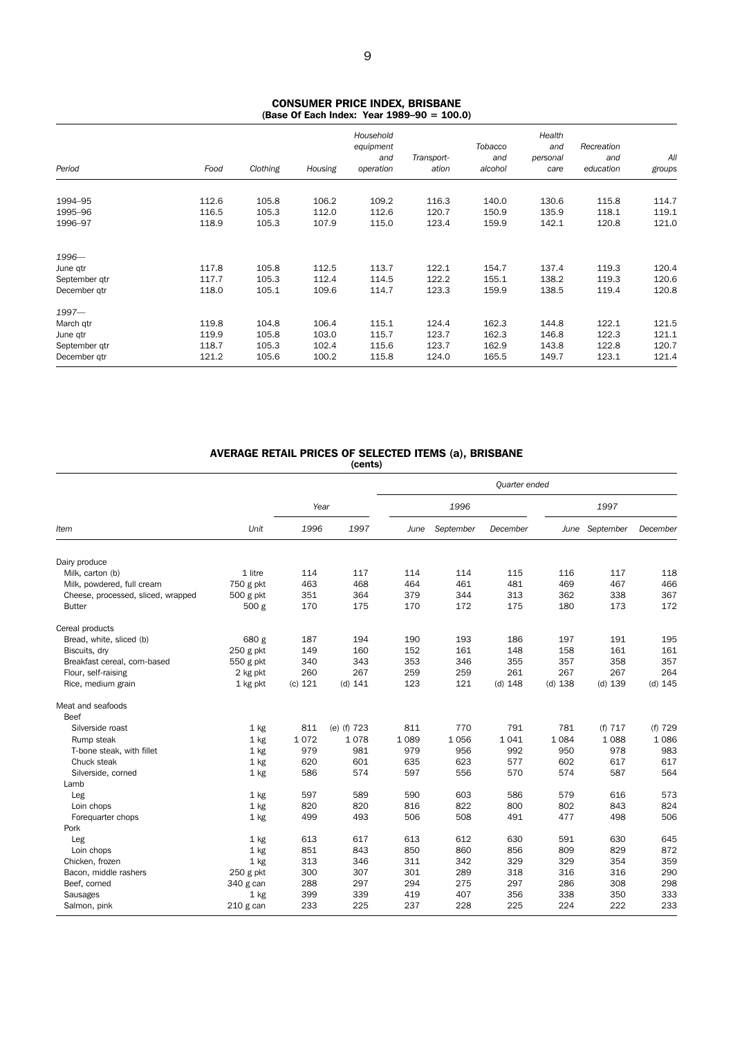## CONSUMER PRICE INDEX, BRISBANE
### (Base Of Each Index: Year 1989–90 = 100.0)

| Period | Food | Clothing | Housing | Household equipment and operation | Transport-ation | Tobacco and alcohol | Health and personal care | Recreation and education | All groups |
|---|---|---|---|---|---|---|---|---|---|
| 1994–95 | 112.6 | 105.8 | 106.2 | 109.2 | 116.3 | 140.0 | 130.6 | 115.8 | 114.7 |
| 1995–96 | 116.5 | 105.3 | 112.0 | 112.6 | 120.7 | 150.9 | 135.9 | 118.1 | 119.1 |
| 1996–97 | 118.9 | 105.3 | 107.9 | 115.0 | 123.4 | 159.9 | 142.1 | 120.8 | 121.0 |
| *1996—* | | | | | | | | | |
| June qtr | 117.8 | 105.8 | 112.5 | 113.7 | 122.1 | 154.7 | 137.4 | 119.3 | 120.4 |
| September qtr | 117.7 | 105.3 | 112.4 | 114.5 | 122.2 | 155.1 | 138.2 | 119.3 | 120.6 |
| December qtr | 118.0 | 105.1 | 109.6 | 114.7 | 123.3 | 159.9 | 138.5 | 119.4 | 120.8 |
| *1997—* | | | | | | | | | |
| March qtr | 119.8 | 104.8 | 106.4 | 115.1 | 124.4 | 162.3 | 144.8 | 122.1 | 121.5 |
| June qtr | 119.9 | 105.8 | 103.0 | 115.7 | 123.7 | 162.3 | 146.8 | 122.3 | 121.1 |
| September qtr | 118.7 | 105.3 | 102.4 | 115.6 | 123.7 | 162.9 | 143.8 | 122.8 | 120.7 |
| December qtr | 121.2 | 105.6 | 100.2 | 115.8 | 124.0 | 165.5 | 149.7 | 123.1 | 121.4 |

## AVERAGE RETAIL PRICES OF SELECTED ITEMS (a), BRISBANE
### (cents)

| Item | Unit | Year | | Quarter ended | | | | | |
|---|---|---|---|---|---|---|---|---|---|
| | | | | 1996 | | | 1997 | | |
| | | 1996 | 1997 | June | September | December | June | September | December |
| Dairy produce | | | | | | | | | |
| Milk, carton (b) | 1 litre | 114 | 117 | 114 | 114 | 115 | 116 | 117 | 118 |
| Milk, powdered, full cream | 750 g pkt | 463 | 468 | 464 | 461 | 481 | 469 | 467 | 466 |
| Cheese, processed, sliced, wrapped | 500 g pkt | 351 | 364 | 379 | 344 | 313 | 362 | 338 | 367 |
| Butter | 500 g | 170 | 175 | 170 | 172 | 175 | 180 | 173 | 172 |
| Cereal products | | | | | | | | | |
| Bread, white, sliced (b) | 680 g | 187 | 194 | 190 | 193 | 186 | 197 | 191 | 195 |
| Biscuits, dry | 250 g pkt | 149 | 160 | 152 | 161 | 148 | 158 | 161 | 161 |
| Breakfast cereal, corn-based | 550 g pkt | 340 | 343 | 353 | 346 | 355 | 357 | 358 | 357 |
| Flour, self-raising | 2 kg pkt | 260 | 267 | 259 | 259 | 261 | 267 | 267 | 264 |
| Rice, medium grain | 1 kg pkt | (c) 121 | (d) 141 | 123 | 121 | (d) 148 | (d) 138 | (d) 139 | (d) 145 |
| Meat and seafoods | | | | | | | | | |
| Beef | | | | | | | | | |
| Silverside roast | 1 kg | 811 | (e) (f) 723 | 811 | 770 | 791 | 781 | (f) 717 | (f) 729 |
| Rump steak | 1 kg | 1 072 | 1 078 | 1 089 | 1 056 | 1 041 | 1 084 | 1 088 | 1 086 |
| T-bone steak, with fillet | 1 kg | 979 | 981 | 979 | 956 | 992 | 950 | 978 | 983 |
| Chuck steak | 1 kg | 620 | 601 | 635 | 623 | 577 | 602 | 617 | 617 |
| Silverside, corned | 1 kg | 586 | 574 | 597 | 556 | 570 | 574 | 587 | 564 |
| Lamb | | | | | | | | | |
| Leg | 1 kg | 597 | 589 | 590 | 603 | 586 | 579 | 616 | 573 |
| Loin chops | 1 kg | 820 | 820 | 816 | 822 | 800 | 802 | 843 | 824 |
| Forequarter chops | 1 kg | 499 | 493 | 506 | 508 | 491 | 477 | 498 | 506 |
| Pork | | | | | | | | | |
| Leg | 1 kg | 613 | 617 | 613 | 612 | 630 | 591 | 630 | 645 |
| Loin chops | 1 kg | 851 | 843 | 850 | 860 | 856 | 809 | 829 | 872 |
| Chicken, frozen | 1 kg | 313 | 346 | 311 | 342 | 329 | 329 | 354 | 359 |
| Bacon, middle rashers | 250 g pkt | 300 | 307 | 301 | 289 | 318 | 316 | 316 | 290 |
| Beef, corned | 340 g can | 288 | 297 | 294 | 275 | 297 | 286 | 308 | 298 |
| Sausages | 1 kg | 399 | 339 | 419 | 407 | 356 | 338 | 350 | 333 |
| Salmon, pink | 210 g can | 233 | 225 | 237 | 228 | 225 | 224 | 222 | 233 |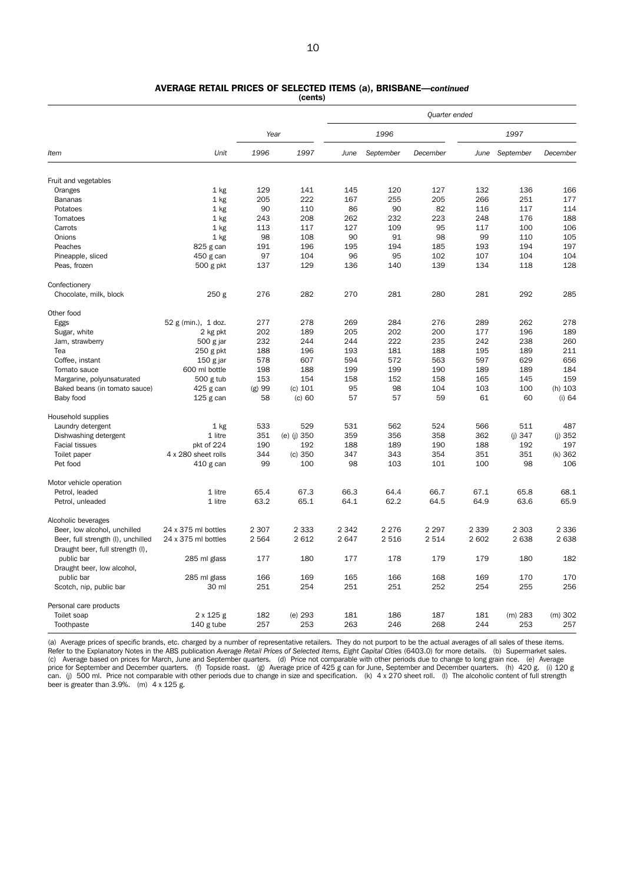## AVERAGE RETAIL PRICES OF SELECTED ITEMS (a), BRISBANE—*continued*

(cents)

| Item | Unit | Year | | Quarter ended | | | | | |
|---|---|---|---|---|---|---|---|---|---|
| | | | | 1996 | | | 1997 | | |
| | | 1996 | 1997 | June | September | December | June | September | December |
| **Fruit and vegetables** | | | | | | | | | |
| Oranges | 1 kg | 129 | 141 | 145 | 120 | 127 | 132 | 136 | 166 |
| Bananas | 1 kg | 205 | 222 | 167 | 255 | 205 | 266 | 251 | 177 |
| Potatoes | 1 kg | 90 | 110 | 86 | 90 | 82 | 116 | 117 | 114 |
| Tomatoes | 1 kg | 243 | 208 | 262 | 232 | 223 | 248 | 176 | 188 |
| Carrots | 1 kg | 113 | 117 | 127 | 109 | 95 | 117 | 100 | 106 |
| Onions | 1 kg | 98 | 108 | 90 | 91 | 98 | 99 | 110 | 105 |
| Peaches | 825 g can | 191 | 196 | 195 | 194 | 185 | 193 | 194 | 197 |
| Pineapple, sliced | 450 g can | 97 | 104 | 96 | 95 | 102 | 107 | 104 | 104 |
| Peas, frozen | 500 g pkt | 137 | 129 | 136 | 140 | 139 | 134 | 118 | 128 |
| **Confectionery** | | | | | | | | | |
| Chocolate, milk, block | 250 g | 276 | 282 | 270 | 281 | 280 | 281 | 292 | 285 |
| **Other food** | | | | | | | | | |
| Eggs | 52 g (min.), 1 doz. | 277 | 278 | 269 | 284 | 276 | 289 | 262 | 278 |
| Sugar, white | 2 kg pkt | 202 | 189 | 205 | 202 | 200 | 177 | 196 | 189 |
| Jam, strawberry | 500 g jar | 232 | 244 | 244 | 222 | 235 | 242 | 238 | 260 |
| Tea | 250 g pkt | 188 | 196 | 193 | 181 | 188 | 195 | 189 | 211 |
| Coffee, instant | 150 g jar | 578 | 607 | 594 | 572 | 563 | 597 | 629 | 656 |
| Tomato sauce | 600 ml bottle | 198 | 188 | 199 | 199 | 190 | 189 | 189 | 184 |
| Margarine, polyunsaturated | 500 g tub | 153 | 154 | 158 | 152 | 158 | 165 | 145 | 159 |
| Baked beans (in tomato sauce) | 425 g can | (g) 99 | (c) 101 | 95 | 98 | 104 | 103 | 100 | (h) 103 |
| Baby food | 125 g can | 58 | (c) 60 | 57 | 57 | 59 | 61 | 60 | (i) 64 |
| **Household supplies** | | | | | | | | | |
| Laundry detergent | 1 kg | 533 | 529 | 531 | 562 | 524 | 566 | 511 | 487 |
| Dishwashing detergent | 1 litre | 351 | (e) (j) 350 | 359 | 356 | 358 | 362 | (j) 347 | (j) 352 |
| Facial tissues | pkt of 224 | 190 | 192 | 188 | 189 | 190 | 188 | 192 | 197 |
| Toilet paper | 4 x 280 sheet rolls | 344 | (c) 350 | 347 | 343 | 354 | 351 | 351 | (k) 362 |
| Pet food | 410 g can | 99 | 100 | 98 | 103 | 101 | 100 | 98 | 106 |
| **Motor vehicle operation** | | | | | | | | | |
| Petrol, leaded | 1 litre | 65.4 | 67.3 | 66.3 | 64.4 | 66.7 | 67.1 | 65.8 | 68.1 |
| Petrol, unleaded | 1 litre | 63.2 | 65.1 | 64.1 | 62.2 | 64.5 | 64.9 | 63.6 | 65.9 |
| **Alcoholic beverages** | | | | | | | | | |
| Beer, low alcohol, unchilled | 24 x 375 ml bottles | 2 307 | 2 333 | 2 342 | 2 276 | 2 297 | 2 339 | 2 303 | 2 336 |
| Beer, full strength (l), unchilled | 24 x 375 ml bottles | 2 564 | 2 612 | 2 647 | 2 516 | 2 514 | 2 602 | 2 638 | 2 638 |
| Draught beer, full strength (l), public bar | 285 ml glass | 177 | 180 | 177 | 178 | 179 | 179 | 180 | 182 |
| Draught beer, low alcohol, public bar | 285 ml glass | 166 | 169 | 165 | 166 | 168 | 169 | 170 | 170 |
| Scotch, nip, public bar | 30 ml | 251 | 254 | 251 | 251 | 252 | 254 | 255 | 256 |
| **Personal care products** | | | | | | | | | |
| Toilet soap | 2 x 125 g | 182 | (e) 293 | 181 | 186 | 187 | 181 | (m) 283 | (m) 302 |
| Toothpaste | 140 g tube | 257 | 253 | 263 | 246 | 268 | 244 | 253 | 257 |

(a) Average prices of specific brands, etc. charged by a number of representative retailers. They do not purport to be the actual averages of all sales of these items. Refer to the Explanatory Notes in the ABS publication *Average Retail Prices of Selected Items, Eight Capital Cities* (6403.0) for more details. (b) Supermarket sales. (c) Average based on prices for March, June and September quarters. (d) Price not comparable with other periods due to change to long grain rice. (e) Average price for September and December quarters. (f) Topside roast. (g) Average price of 425 g can for June, September and December quarters. (h) 420 g. (i) 120 g can. (j) 500 ml. Price not comparable with other periods due to change in size and specification. (k) 4 x 270 sheet roll. (l) The alcoholic content of full strength beer is greater than 3.9%. (m) 4 x 125 g.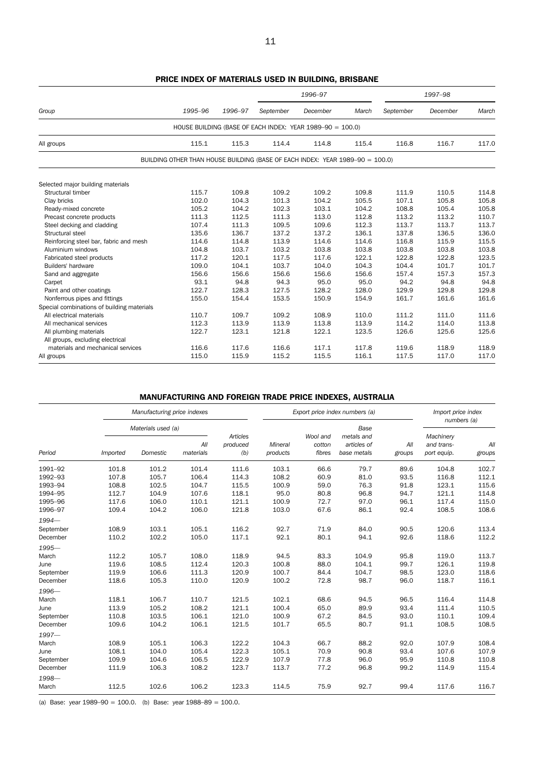## PRICE INDEX OF MATERIALS USED IN BUILDING, BRISBANE

| Group | 1995–96 | 1996–97 | 1996–97 September | 1996–97 December | 1996–97 March | 1997–98 September | 1997–98 December | 1997–98 March |
|---|---|---|---|---|---|---|---|---|
| HOUSE BUILDING (BASE OF EACH INDEX: YEAR 1989–90 = 100.0) | | | | | | | | |
| All groups | 115.1 | 115.3 | 114.4 | 114.8 | 115.4 | 116.8 | 116.7 | 117.0 |
| BUILDING OTHER THAN HOUSE BUILDING (BASE OF EACH INDEX: YEAR 1989–90 = 100.0) | | | | | | | | |
| Selected major building materials | | | | | | | | |
| Structural timber | 115.7 | 109.8 | 109.2 | 109.2 | 109.8 | 111.9 | 110.5 | 114.8 |
| Clay bricks | 102.0 | 104.3 | 101.3 | 104.2 | 105.5 | 107.1 | 105.8 | 105.8 |
| Ready-mixed concrete | 105.2 | 104.2 | 102.3 | 103.1 | 104.2 | 108.8 | 105.4 | 105.8 |
| Precast concrete products | 111.3 | 112.5 | 111.3 | 113.0 | 112.8 | 113.2 | 113.2 | 110.7 |
| Steel decking and cladding | 107.4 | 111.3 | 109.5 | 109.6 | 112.3 | 113.7 | 113.7 | 113.7 |
| Structural steel | 135.6 | 136.7 | 137.2 | 137.2 | 136.1 | 137.8 | 136.5 | 136.0 |
| Reinforcing steel bar, fabric and mesh | 114.6 | 114.8 | 113.9 | 114.6 | 114.6 | 116.8 | 115.9 | 115.5 |
| Aluminium windows | 104.8 | 103.7 | 103.2 | 103.8 | 103.8 | 103.8 | 103.8 | 103.8 |
| Fabricated steel products | 117.2 | 120.1 | 117.5 | 117.6 | 122.1 | 122.8 | 122.8 | 123.5 |
| Builders' hardware | 109.0 | 104.1 | 103.7 | 104.0 | 104.3 | 104.4 | 101.7 | 101.7 |
| Sand and aggregate | 156.6 | 156.6 | 156.6 | 156.6 | 156.6 | 157.4 | 157.3 | 157.3 |
| Carpet | 93.1 | 94.8 | 94.3 | 95.0 | 95.0 | 94.2 | 94.8 | 94.8 |
| Paint and other coatings | 122.7 | 128.3 | 127.5 | 128.2 | 128.0 | 129.9 | 129.8 | 129.8 |
| Nonferrous pipes and fittings | 155.0 | 154.4 | 153.5 | 150.9 | 154.9 | 161.7 | 161.6 | 161.6 |
| Special combinations of building materials | | | | | | | | |
| All electrical materials | 110.7 | 109.7 | 109.2 | 108.9 | 110.0 | 111.2 | 111.0 | 111.6 |
| All mechanical services | 112.3 | 113.9 | 113.9 | 113.8 | 113.9 | 114.2 | 114.0 | 113.8 |
| All plumbing materials | 122.7 | 123.1 | 121.8 | 122.1 | 123.5 | 126.6 | 125.6 | 125.6 |
| All groups, excluding electrical materials and mechanical services | 116.6 | 117.6 | 116.6 | 117.1 | 117.8 | 119.6 | 118.9 | 118.9 |
| All groups | 115.0 | 115.9 | 115.2 | 115.5 | 116.1 | 117.5 | 117.0 | 117.0 |

## MANUFACTURING AND FOREIGN TRADE PRICE INDEXES, AUSTRALIA

| Period | Manufacturing price indexes: Materials used (a) Imported | Materials used (a) Domestic | Materials used (a) All materials | Articles produced (b) | Export price index numbers (a): Mineral products | Wool and cotton fibres | Base metals and articles of base metals | All groups | Import price index numbers (a): Machinery and transport equip. | All groups |
|---|---|---|---|---|---|---|---|---|---|---|
| 1991–92 | 101.8 | 101.2 | 101.4 | 111.6 | 103.1 | 66.6 | 79.7 | 89.6 | 104.8 | 102.7 |
| 1992–93 | 107.8 | 105.7 | 106.4 | 114.3 | 108.2 | 60.9 | 81.0 | 93.5 | 116.8 | 112.1 |
| 1993–94 | 108.8 | 102.5 | 104.7 | 115.5 | 100.9 | 59.0 | 76.3 | 91.8 | 123.1 | 115.6 |
| 1994–95 | 112.7 | 104.9 | 107.6 | 118.1 | 95.0 | 80.8 | 96.8 | 94.7 | 121.1 | 114.8 |
| 1995–96 | 117.6 | 106.0 | 110.1 | 121.1 | 100.9 | 72.7 | 97.0 | 96.1 | 117.4 | 115.0 |
| 1996–97 | 109.4 | 104.2 | 106.0 | 121.8 | 103.0 | 67.6 | 86.1 | 92.4 | 108.5 | 108.6 |
| 1994— | | | | | | | | | | |
| September | 108.9 | 103.1 | 105.1 | 116.2 | 92.7 | 71.9 | 84.0 | 90.5 | 120.6 | 113.4 |
| December | 110.2 | 102.2 | 105.0 | 117.1 | 92.1 | 80.1 | 94.1 | 92.6 | 118.6 | 112.2 |
| 1995— | | | | | | | | | | |
| March | 112.2 | 105.7 | 108.0 | 118.9 | 94.5 | 83.3 | 104.9 | 95.8 | 119.0 | 113.7 |
| June | 119.6 | 108.5 | 112.4 | 120.3 | 100.8 | 88.0 | 104.1 | 99.7 | 126.1 | 119.8 |
| September | 119.9 | 106.6 | 111.3 | 120.9 | 100.7 | 84.4 | 104.7 | 98.5 | 123.0 | 118.6 |
| December | 118.6 | 105.3 | 110.0 | 120.9 | 100.2 | 72.8 | 98.7 | 96.0 | 118.7 | 116.1 |
| 1996— | | | | | | | | | | |
| March | 118.1 | 106.7 | 110.7 | 121.5 | 102.1 | 68.6 | 94.5 | 96.5 | 116.4 | 114.8 |
| June | 113.9 | 105.2 | 108.2 | 121.1 | 100.4 | 65.0 | 89.9 | 93.4 | 111.4 | 110.5 |
| September | 110.8 | 103.5 | 106.1 | 121.0 | 100.9 | 67.2 | 84.5 | 93.0 | 110.1 | 109.4 |
| December | 109.6 | 104.2 | 106.1 | 121.5 | 101.7 | 65.5 | 80.7 | 91.1 | 108.5 | 108.5 |
| 1997— | | | | | | | | | | |
| March | 108.9 | 105.1 | 106.3 | 122.2 | 104.3 | 66.7 | 88.2 | 92.0 | 107.9 | 108.4 |
| June | 108.1 | 104.0 | 105.4 | 122.3 | 105.1 | 70.9 | 90.8 | 93.4 | 107.6 | 107.9 |
| September | 109.9 | 104.6 | 106.5 | 122.9 | 107.9 | 77.8 | 96.0 | 95.9 | 110.8 | 110.8 |
| December | 111.9 | 106.3 | 108.2 | 123.7 | 113.7 | 77.2 | 96.8 | 99.2 | 114.9 | 115.4 |
| 1998— | | | | | | | | | | |
| March | 112.5 | 102.6 | 106.2 | 123.3 | 114.5 | 75.9 | 92.7 | 99.4 | 117.6 | 116.7 |

(a) Base: year 1989–90 = 100.0. (b) Base: year 1988–89 = 100.0.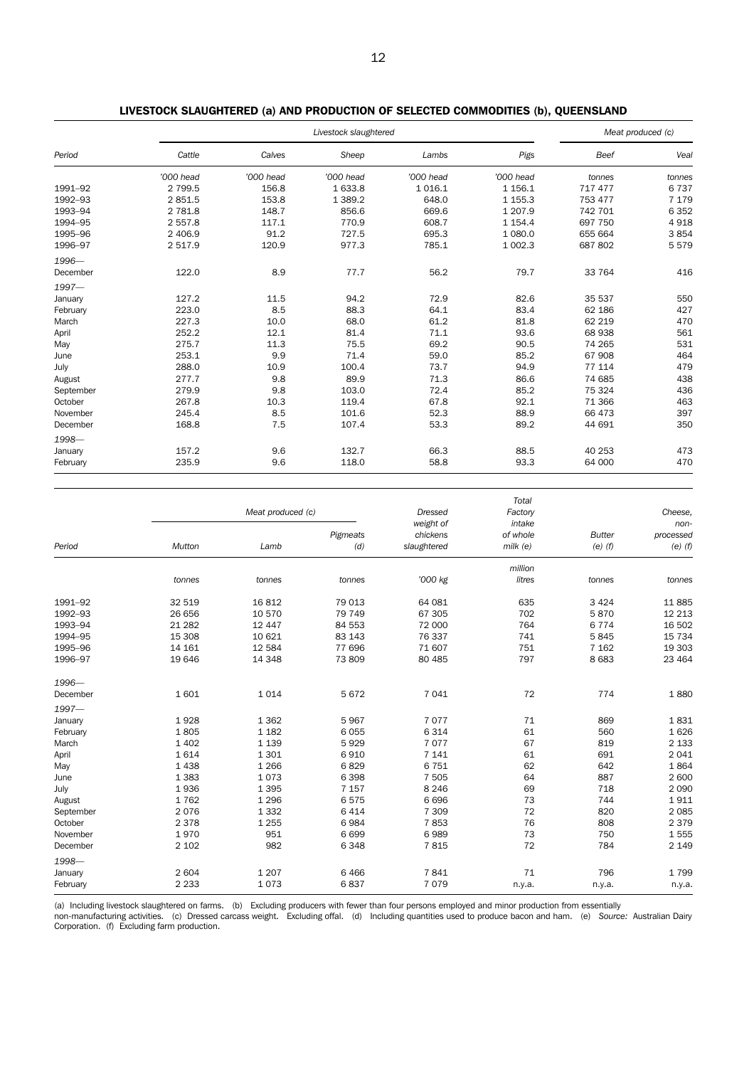## LIVESTOCK SLAUGHTERED (a) AND PRODUCTION OF SELECTED COMMODITIES (b), QUEENSLAND

| Period | *Livestock slaughtered* | | | | | *Meat produced (c)* | |
|---|---|---|---|---|---|---|---|
| | *Cattle* | *Calves* | *Sheep* | *Lambs* | *Pigs* | *Beef* | *Veal* |
| | *'000 head* | *'000 head* | *'000 head* | *'000 head* | *'000 head* | *tonnes* | *tonnes* |
| 1991–92 | 2 799.5 | 156.8 | 1 633.8 | 1 016.1 | 1 156.1 | 717 477 | 6 737 |
| 1992–93 | 2 851.5 | 153.8 | 1 389.2 | 648.0 | 1 155.3 | 753 477 | 7 179 |
| 1993–94 | 2 781.8 | 148.7 | 856.6 | 669.6 | 1 207.9 | 742 701 | 6 352 |
| 1994–95 | 2 557.8 | 117.1 | 770.9 | 608.7 | 1 154.4 | 697 750 | 4 918 |
| 1995–96 | 2 406.9 | 91.2 | 727.5 | 695.3 | 1 080.0 | 655 664 | 3 854 |
| 1996–97 | 2 517.9 | 120.9 | 977.3 | 785.1 | 1 002.3 | 687 802 | 5 579 |
| *1996—* | | | | | | | |
| December | 122.0 | 8.9 | 77.7 | 56.2 | 79.7 | 33 764 | 416 |
| *1997—* | | | | | | | |
| January | 127.2 | 11.5 | 94.2 | 72.9 | 82.6 | 35 537 | 550 |
| February | 223.0 | 8.5 | 88.3 | 64.1 | 83.4 | 62 186 | 427 |
| March | 227.3 | 10.0 | 68.0 | 61.2 | 81.8 | 62 219 | 470 |
| April | 252.2 | 12.1 | 81.4 | 71.1 | 93.6 | 68 938 | 561 |
| May | 275.7 | 11.3 | 75.5 | 69.2 | 90.5 | 74 265 | 531 |
| June | 253.1 | 9.9 | 71.4 | 59.0 | 85.2 | 67 908 | 464 |
| July | 288.0 | 10.9 | 100.4 | 73.7 | 94.9 | 77 114 | 479 |
| August | 277.7 | 9.8 | 89.9 | 71.3 | 86.6 | 74 685 | 438 |
| September | 279.9 | 9.8 | 103.0 | 72.4 | 85.2 | 75 324 | 436 |
| October | 267.8 | 10.3 | 119.4 | 67.8 | 92.1 | 71 366 | 463 |
| November | 245.4 | 8.5 | 101.6 | 52.3 | 88.9 | 66 473 | 397 |
| December | 168.8 | 7.5 | 107.4 | 53.3 | 89.2 | 44 691 | 350 |
| *1998—* | | | | | | | |
| January | 157.2 | 9.6 | 132.7 | 66.3 | 88.5 | 40 253 | 473 |
| February | 235.9 | 9.6 | 118.0 | 58.8 | 93.3 | 64 000 | 470 |

| Period | *Meat produced (c)* | | | *Dressed weight of chickens slaughtered* | *Total Factory intake of whole milk (e)* | *Butter (e) (f)* | *Cheese, non-processed (e) (f)* |
|---|---|---|---|---|---|---|---|
| | *Mutton* | *Lamb* | *Pigmeats (d)* | | | | |
| | *tonnes* | *tonnes* | *tonnes* | *'000 kg* | *million litres* | *tonnes* | *tonnes* |
| 1991–92 | 32 519 | 16 812 | 79 013 | 64 081 | 635 | 3 424 | 11 885 |
| 1992–93 | 26 656 | 10 570 | 79 749 | 67 305 | 702 | 5 870 | 12 213 |
| 1993–94 | 21 282 | 12 447 | 84 553 | 72 000 | 764 | 6 774 | 16 502 |
| 1994–95 | 15 308 | 10 621 | 83 143 | 76 337 | 741 | 5 845 | 15 734 |
| 1995–96 | 14 161 | 12 584 | 77 696 | 71 607 | 751 | 7 162 | 19 303 |
| 1996–97 | 19 646 | 14 348 | 73 809 | 80 485 | 797 | 8 683 | 23 464 |
| *1996—* | | | | | | | |
| December | 1 601 | 1 014 | 5 672 | 7 041 | 72 | 774 | 1 880 |
| *1997—* | | | | | | | |
| January | 1 928 | 1 362 | 5 967 | 7 077 | 71 | 869 | 1 831 |
| February | 1 805 | 1 182 | 6 055 | 6 314 | 61 | 560 | 1 626 |
| March | 1 402 | 1 139 | 5 929 | 7 077 | 67 | 819 | 2 133 |
| April | 1 614 | 1 301 | 6 910 | 7 141 | 61 | 691 | 2 041 |
| May | 1 438 | 1 266 | 6 829 | 6 751 | 62 | 642 | 1 864 |
| June | 1 383 | 1 073 | 6 398 | 7 505 | 64 | 887 | 2 600 |
| July | 1 936 | 1 395 | 7 157 | 8 246 | 69 | 718 | 2 090 |
| August | 1 762 | 1 296 | 6 575 | 6 696 | 73 | 744 | 1 911 |
| September | 2 076 | 1 332 | 6 414 | 7 309 | 72 | 820 | 2 085 |
| October | 2 378 | 1 255 | 6 984 | 7 853 | 76 | 808 | 2 379 |
| November | 1 970 | 951 | 6 699 | 6 989 | 73 | 750 | 1 555 |
| December | 2 102 | 982 | 6 348 | 7 815 | 72 | 784 | 2 149 |
| *1998—* | | | | | | | |
| January | 2 604 | 1 207 | 6 466 | 7 841 | 71 | 796 | 1 799 |
| February | 2 233 | 1 073 | 6 837 | 7 079 | n.y.a. | n.y.a. | n.y.a. |

(a) Including livestock slaughtered on farms. (b) Excluding producers with fewer than four persons employed and minor production from essentially non-manufacturing activities. (c) Dressed carcass weight. Excluding offal. (d) Including quantities used to produce bacon and ham. (e) *Source:* Australian Dairy Corporation. (f) Excluding farm production.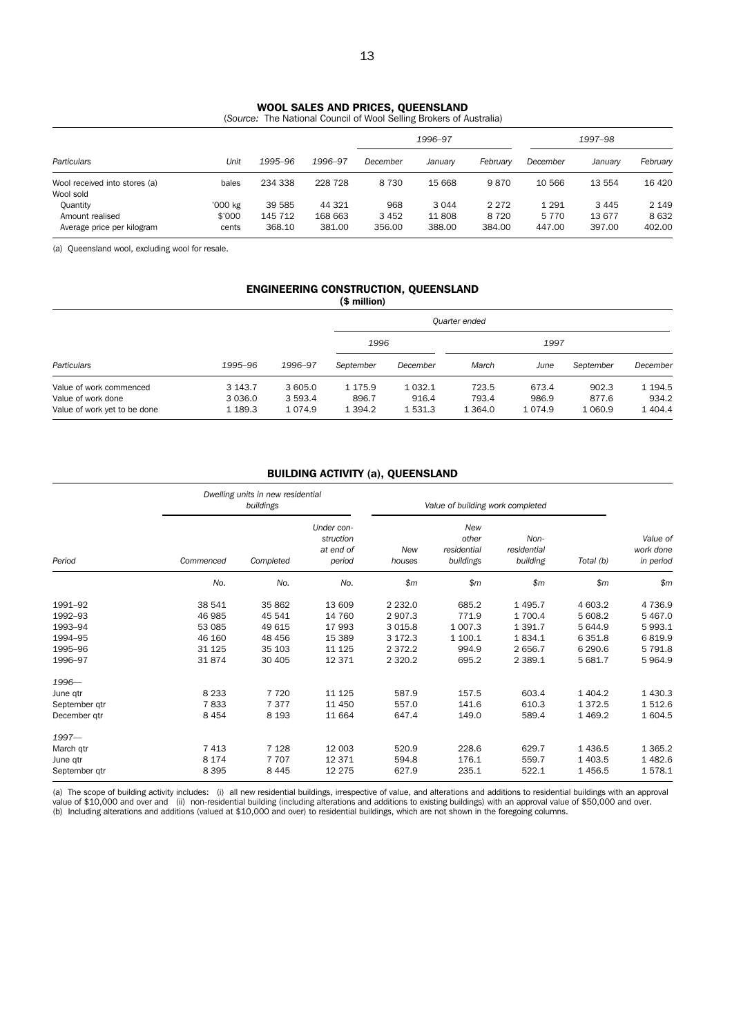## WOOL SALES AND PRICES, QUEENSLAND

(*Source:* The National Council of Wool Selling Brokers of Australia)

| Particulars | Unit | 1995–96 | 1996–97 | 1996–97 | | | 1997–98 | | |
|---|---|---|---|---|---|---|---|---|---|
| | | | | December | January | February | December | January | February |
| Wool received into stores (a) | bales | 234 338 | 228 728 | 8 730 | 15 668 | 9 870 | 10 566 | 13 554 | 16 420 |
| Wool sold | | | | | | | | | |
| Quantity | '000 kg | 39 585 | 44 321 | 968 | 3 044 | 2 272 | 1 291 | 3 445 | 2 149 |
| Amount realised | $'000 | 145 712 | 168 663 | 3 452 | 11 808 | 8 720 | 5 770 | 13 677 | 8 632 |
| Average price per kilogram | cents | 368.10 | 381.00 | 356.00 | 388.00 | 384.00 | 447.00 | 397.00 | 402.00 |

(a) Queensland wool, excluding wool for resale.

## ENGINEERING CONSTRUCTION, QUEENSLAND

**($ million)**

| Particulars | 1995–96 | 1996–97 | Quarter ended | | | | | |
|---|---|---|---|---|---|---|---|---|
| | | | 1996 | | 1997 | | | |
| | | | September | December | March | June | September | December |
| Value of work commenced | 3 143.7 | 3 605.0 | 1 175.9 | 1 032.1 | 723.5 | 673.4 | 902.3 | 1 194.5 |
| Value of work done | 3 036.0 | 3 593.4 | 896.7 | 916.4 | 793.4 | 986.9 | 877.6 | 934.2 |
| Value of work yet to be done | 1 189.3 | 1 074.9 | 1 394.2 | 1 531.3 | 1 364.0 | 1 074.9 | 1 060.9 | 1 404.4 |

## BUILDING ACTIVITY (a), QUEENSLAND

| Period | Dwelling units in new residential buildings | | | Value of building work completed | | | | |
|---|---|---|---|---|---|---|---|---|
| | Commenced | Completed | Under construction at end of period | New houses | New other residential buildings | Non-residential building | Total (b) | Value of work done in period |
| | No. | No. | No. | $m | $m | $m | $m | $m |
| 1991–92 | 38 541 | 35 862 | 13 609 | 2 232.0 | 685.2 | 1 495.7 | 4 603.2 | 4 736.9 |
| 1992–93 | 46 985 | 45 541 | 14 760 | 2 907.3 | 771.9 | 1 700.4 | 5 608.2 | 5 467.0 |
| 1993–94 | 53 085 | 49 615 | 17 993 | 3 015.8 | 1 007.3 | 1 391.7 | 5 644.9 | 5 993.1 |
| 1994–95 | 46 160 | 48 456 | 15 389 | 3 172.3 | 1 100.1 | 1 834.1 | 6 351.8 | 6 819.9 |
| 1995–96 | 31 125 | 35 103 | 11 125 | 2 372.2 | 994.9 | 2 656.7 | 6 290.6 | 5 791.8 |
| 1996–97 | 31 874 | 30 405 | 12 371 | 2 320.2 | 695.2 | 2 389.1 | 5 681.7 | 5 964.9 |
| 1996— | | | | | | | | |
| June qtr | 8 233 | 7 720 | 11 125 | 587.9 | 157.5 | 603.4 | 1 404.2 | 1 430.3 |
| September qtr | 7 833 | 7 377 | 11 450 | 557.0 | 141.6 | 610.3 | 1 372.5 | 1 512.6 |
| December qtr | 8 454 | 8 193 | 11 664 | 647.4 | 149.0 | 589.4 | 1 469.2 | 1 604.5 |
| 1997— | | | | | | | | |
| March qtr | 7 413 | 7 128 | 12 003 | 520.9 | 228.6 | 629.7 | 1 436.5 | 1 365.2 |
| June qtr | 8 174 | 7 707 | 12 371 | 594.8 | 176.1 | 559.7 | 1 403.5 | 1 482.6 |
| September qtr | 8 395 | 8 445 | 12 275 | 627.9 | 235.1 | 522.1 | 1 456.5 | 1 578.1 |

(a) The scope of building activity includes: (i) all new residential buildings, irrespective of value, and alterations and additions to residential buildings with an approval value of $10,000 and over and (ii) non-residential building (including alterations and additions to existing buildings) with an approval value of $50,000 and over.
(b) Including alterations and additions (valued at $10,000 and over) to residential buildings, which are not shown in the foregoing columns.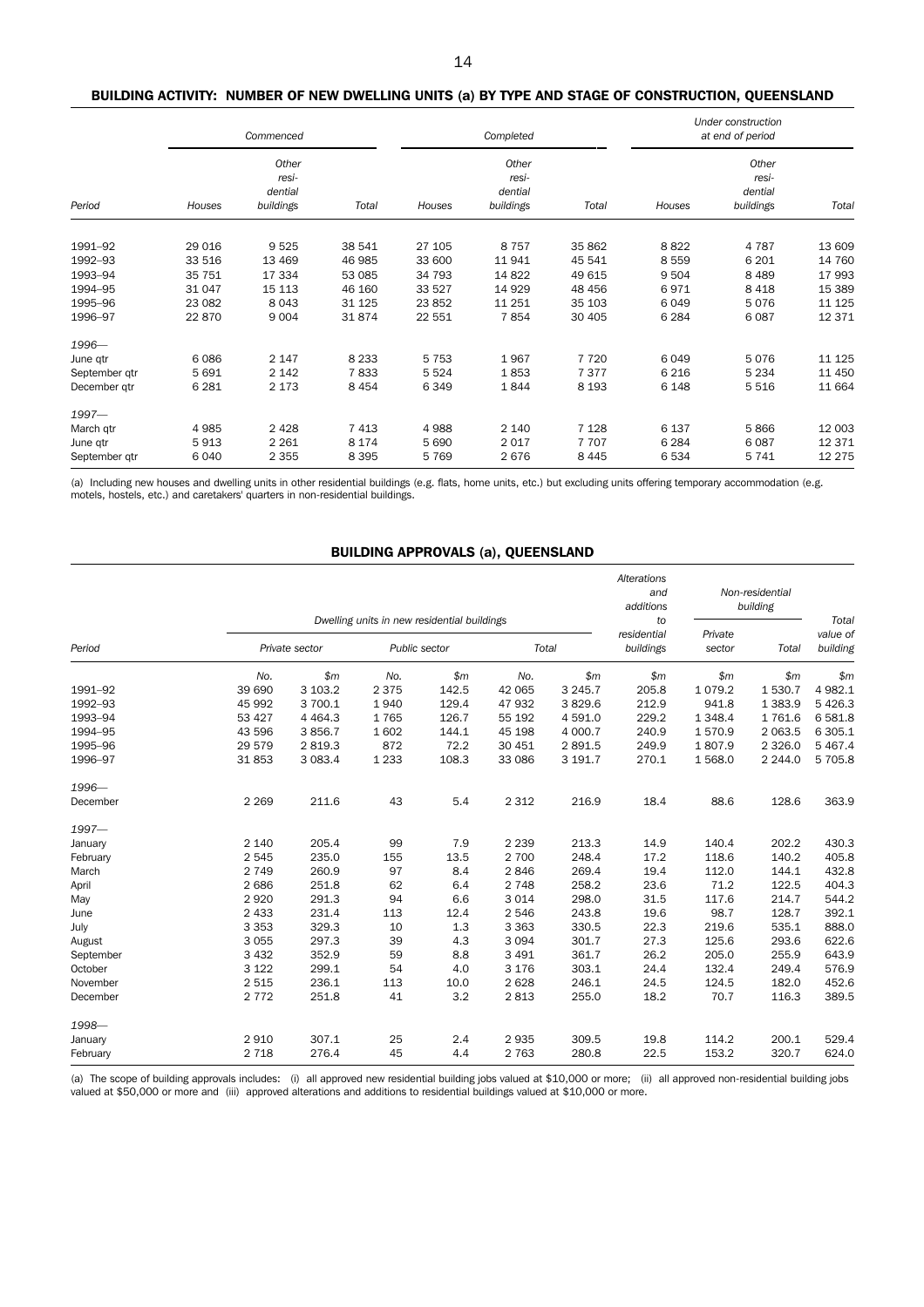## BUILDING ACTIVITY: NUMBER OF NEW DWELLING UNITS (a) BY TYPE AND STAGE OF CONSTRUCTION, QUEENSLAND

| | Commenced | | | Completed | | | Under construction at end of period | | |
|---|---|---|---|---|---|---|---|---|---|
| Period | Houses | Other residential buildings | Total | Houses | Other residential buildings | Total | Houses | Other residential buildings | Total |
| 1991–92 | 29 016 | 9 525 | 38 541 | 27 105 | 8 757 | 35 862 | 8 822 | 4 787 | 13 609 |
| 1992–93 | 33 516 | 13 469 | 46 985 | 33 600 | 11 941 | 45 541 | 8 559 | 6 201 | 14 760 |
| 1993–94 | 35 751 | 17 334 | 53 085 | 34 793 | 14 822 | 49 615 | 9 504 | 8 489 | 17 993 |
| 1994–95 | 31 047 | 15 113 | 46 160 | 33 527 | 14 929 | 48 456 | 6 971 | 8 418 | 15 389 |
| 1995–96 | 23 082 | 8 043 | 31 125 | 23 852 | 11 251 | 35 103 | 6 049 | 5 076 | 11 125 |
| 1996–97 | 22 870 | 9 004 | 31 874 | 22 551 | 7 854 | 30 405 | 6 284 | 6 087 | 12 371 |
| *1996—* | | | | | | | | | |
| June qtr | 6 086 | 2 147 | 8 233 | 5 753 | 1 967 | 7 720 | 6 049 | 5 076 | 11 125 |
| September qtr | 5 691 | 2 142 | 7 833 | 5 524 | 1 853 | 7 377 | 6 216 | 5 234 | 11 450 |
| December qtr | 6 281 | 2 173 | 8 454 | 6 349 | 1 844 | 8 193 | 6 148 | 5 516 | 11 664 |
| *1997—* | | | | | | | | | |
| March qtr | 4 985 | 2 428 | 7 413 | 4 988 | 2 140 | 7 128 | 6 137 | 5 866 | 12 003 |
| June qtr | 5 913 | 2 261 | 8 174 | 5 690 | 2 017 | 7 707 | 6 284 | 6 087 | 12 371 |
| September qtr | 6 040 | 2 355 | 8 395 | 5 769 | 2 676 | 8 445 | 6 534 | 5 741 | 12 275 |

(a) Including new houses and dwelling units in other residential buildings (e.g. flats, home units, etc.) but excluding units offering temporary accommodation (e.g. motels, hostels, etc.) and caretakers' quarters in non-residential buildings.

## BUILDING APPROVALS (a), QUEENSLAND

| | Dwelling units in new residential buildings | | | | | | Alterations and additions to residential buildings | Non-residential building | | Total value of building |
|---|---|---|---|---|---|---|---|---|---|---|
| Period | Private sector | | Public sector | | Total | | | Private sector | Total | |
| | No. | $m | No. | $m | No. | $m | $m | $m | $m | $m |
| 1991–92 | 39 690 | 3 103.2 | 2 375 | 142.5 | 42 065 | 3 245.7 | 205.8 | 1 079.2 | 1 530.7 | 4 982.1 |
| 1992–93 | 45 992 | 3 700.1 | 1 940 | 129.4 | 47 932 | 3 829.6 | 212.9 | 941.8 | 1 383.9 | 5 426.3 |
| 1993–94 | 53 427 | 4 464.3 | 1 765 | 126.7 | 55 192 | 4 591.0 | 229.2 | 1 348.4 | 1 761.6 | 6 581.8 |
| 1994–95 | 43 596 | 3 856.7 | 1 602 | 144.1 | 45 198 | 4 000.7 | 240.9 | 1 570.9 | 2 063.5 | 6 305.1 |
| 1995–96 | 29 579 | 2 819.3 | 872 | 72.2 | 30 451 | 2 891.5 | 249.9 | 1 807.9 | 2 326.0 | 5 467.4 |
| 1996–97 | 31 853 | 3 083.4 | 1 233 | 108.3 | 33 086 | 3 191.7 | 270.1 | 1 568.0 | 2 244.0 | 5 705.8 |
| *1996—* | | | | | | | | | | |
| December | 2 269 | 211.6 | 43 | 5.4 | 2 312 | 216.9 | 18.4 | 88.6 | 128.6 | 363.9 |
| *1997—* | | | | | | | | | | |
| January | 2 140 | 205.4 | 99 | 7.9 | 2 239 | 213.3 | 14.9 | 140.4 | 202.2 | 430.3 |
| February | 2 545 | 235.0 | 155 | 13.5 | 2 700 | 248.4 | 17.2 | 118.6 | 140.2 | 405.8 |
| March | 2 749 | 260.9 | 97 | 8.4 | 2 846 | 269.4 | 19.4 | 112.0 | 144.1 | 432.8 |
| April | 2 686 | 251.8 | 62 | 6.4 | 2 748 | 258.2 | 23.6 | 71.2 | 122.5 | 404.3 |
| May | 2 920 | 291.3 | 94 | 6.6 | 3 014 | 298.0 | 31.5 | 117.6 | 214.7 | 544.2 |
| June | 2 433 | 231.4 | 113 | 12.4 | 2 546 | 243.8 | 19.6 | 98.7 | 128.7 | 392.1 |
| July | 3 353 | 329.3 | 10 | 1.3 | 3 363 | 330.5 | 22.3 | 219.6 | 535.1 | 888.0 |
| August | 3 055 | 297.3 | 39 | 4.3 | 3 094 | 301.7 | 27.3 | 125.6 | 293.6 | 622.6 |
| September | 3 432 | 352.9 | 59 | 8.8 | 3 491 | 361.7 | 26.2 | 205.0 | 255.9 | 643.9 |
| October | 3 122 | 299.1 | 54 | 4.0 | 3 176 | 303.1 | 24.4 | 132.4 | 249.4 | 576.9 |
| November | 2 515 | 236.1 | 113 | 10.0 | 2 628 | 246.1 | 24.5 | 124.5 | 182.0 | 452.6 |
| December | 2 772 | 251.8 | 41 | 3.2 | 2 813 | 255.0 | 18.2 | 70.7 | 116.3 | 389.5 |
| *1998—* | | | | | | | | | | |
| January | 2 910 | 307.1 | 25 | 2.4 | 2 935 | 309.5 | 19.8 | 114.2 | 200.1 | 529.4 |
| February | 2 718 | 276.4 | 45 | 4.4 | 2 763 | 280.8 | 22.5 | 153.2 | 320.7 | 624.0 |

(a) The scope of building approvals includes: (i) all approved new residential building jobs valued at $10,000 or more; (ii) all approved non-residential building jobs valued at $50,000 or more and (iii) approved alterations and additions to residential buildings valued at $10,000 or more.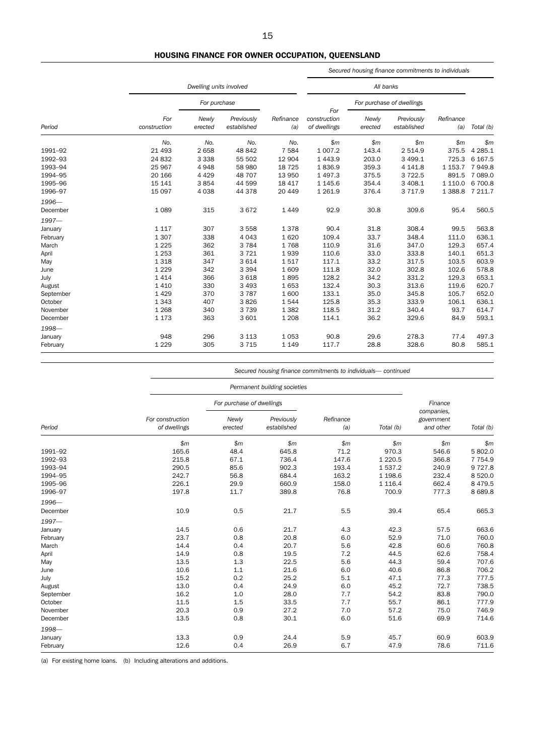## HOUSING FINANCE FOR OWNER OCCUPATION, QUEENSLAND

| Period | Dwelling units involved | | | | Secured housing finance commitments to individuals — All banks | | | | |
|---|---|---|---|---|---|---|---|---|---|
| | For construction | For purchase — Newly erected | For purchase — Previously established | Refinance (a) | For construction of dwellings | For purchase of dwellings — Newly erected | For purchase of dwellings — Previously established | Refinance (a) | Total (b) |
| | No. | No. | No. | No. | $m | $m | $m | $m | $m |
| 1991–92 | 21 493 | 2 658 | 48 842 | 7 584 | 1 007.2 | 143.4 | 2 514.9 | 375.5 | 4 285.1 |
| 1992–93 | 24 832 | 3 338 | 55 502 | 12 904 | 1 443.9 | 203.0 | 3 499.1 | 725.3 | 6 167.5 |
| 1993–94 | 25 967 | 4 948 | 58 980 | 18 725 | 1 836.9 | 359.3 | 4 141.8 | 1 153.7 | 7 949.8 |
| 1994–95 | 20 166 | 4 429 | 48 707 | 13 950 | 1 497.3 | 375.5 | 3 722.5 | 891.5 | 7 089.0 |
| 1995–96 | 15 141 | 3 854 | 44 599 | 18 417 | 1 145.6 | 354.4 | 3 408.1 | 1 110.0 | 6 700.8 |
| 1996–97 | 15 097 | 4 038 | 44 378 | 20 449 | 1 261.9 | 376.4 | 3 717.9 | 1 388.8 | 7 211.7 |
| *1996—* | | | | | | | | | |
| December | 1 089 | 315 | 3 672 | 1 449 | 92.9 | 30.8 | 309.6 | 95.4 | 560.5 |
| *1997—* | | | | | | | | | |
| January | 1 117 | 307 | 3 558 | 1 378 | 90.4 | 31.8 | 308.4 | 99.5 | 563.8 |
| February | 1 307 | 338 | 4 043 | 1 620 | 109.4 | 33.7 | 348.4 | 111.0 | 636.1 |
| March | 1 225 | 362 | 3 784 | 1 768 | 110.9 | 31.6 | 347.0 | 129.3 | 657.4 |
| April | 1 253 | 361 | 3 721 | 1 939 | 110.6 | 33.0 | 333.8 | 140.1 | 651.3 |
| May | 1 318 | 347 | 3 614 | 1 517 | 117.1 | 33.2 | 317.5 | 103.5 | 603.9 |
| June | 1 229 | 342 | 3 394 | 1 609 | 111.8 | 32.0 | 302.8 | 102.6 | 578.8 |
| July | 1 414 | 366 | 3 618 | 1 895 | 128.2 | 34.2 | 331.2 | 129.3 | 653.1 |
| August | 1 410 | 330 | 3 493 | 1 653 | 132.4 | 30.3 | 313.6 | 119.6 | 620.7 |
| September | 1 429 | 370 | 3 787 | 1 600 | 133.1 | 35.0 | 345.8 | 105.7 | 652.0 |
| October | 1 343 | 407 | 3 826 | 1 544 | 125.8 | 35.3 | 333.9 | 106.1 | 636.1 |
| November | 1 268 | 340 | 3 739 | 1 382 | 118.5 | 31.2 | 340.4 | 93.7 | 614.7 |
| December | 1 173 | 363 | 3 601 | 1 208 | 114.1 | 36.2 | 329.6 | 84.9 | 593.1 |
| *1998—* | | | | | | | | | |
| January | 948 | 296 | 3 113 | 1 053 | 90.8 | 29.6 | 278.3 | 77.4 | 497.3 |
| February | 1 229 | 305 | 3 715 | 1 149 | 117.7 | 28.8 | 328.6 | 80.8 | 585.1 |

| Period | Secured housing finance commitments to individuals— continued — Permanent building societies | | | | | | |
|---|---|---|---|---|---|---|---|
| | For construction of dwellings | For purchase of dwellings — Newly erected | For purchase of dwellings — Previously established | Refinance (a) | Total (b) | Finance companies, government and other | Total (b) |
| | $m | $m | $m | $m | $m | $m | $m |
| 1991–92 | 165.6 | 48.4 | 645.8 | 71.2 | 970.3 | 546.6 | 5 802.0 |
| 1992–93 | 215.8 | 67.1 | 736.4 | 147.6 | 1 220.5 | 366.8 | 7 754.9 |
| 1993–94 | 290.5 | 85.6 | 902.3 | 193.4 | 1 537.2 | 240.9 | 9 727.8 |
| 1994–95 | 242.7 | 56.8 | 684.4 | 163.2 | 1 198.6 | 232.4 | 8 520.0 |
| 1995–96 | 226.1 | 29.9 | 660.9 | 158.0 | 1 116.4 | 662.4 | 8 479.5 |
| 1996–97 | 197.8 | 11.7 | 389.8 | 76.8 | 700.9 | 777.3 | 8 689.8 |
| *1996—* | | | | | | | |
| December | 10.9 | 0.5 | 21.7 | 5.5 | 39.4 | 65.4 | 665.3 |
| *1997—* | | | | | | | |
| January | 14.5 | 0.6 | 21.7 | 4.3 | 42.3 | 57.5 | 663.6 |
| February | 23.7 | 0.8 | 20.8 | 6.0 | 52.9 | 71.0 | 760.0 |
| March | 14.4 | 0.4 | 20.7 | 5.6 | 42.8 | 60.6 | 760.8 |
| April | 14.9 | 0.8 | 19.5 | 7.2 | 44.5 | 62.6 | 758.4 |
| May | 13.5 | 1.3 | 22.5 | 5.6 | 44.3 | 59.4 | 707.6 |
| June | 10.6 | 1.1 | 21.6 | 6.0 | 40.6 | 86.8 | 706.2 |
| July | 15.2 | 0.2 | 25.2 | 5.1 | 47.1 | 77.3 | 777.5 |
| August | 13.0 | 0.4 | 24.9 | 6.0 | 45.2 | 72.7 | 738.5 |
| September | 16.2 | 1.0 | 28.0 | 7.7 | 54.2 | 83.8 | 790.0 |
| October | 11.5 | 1.5 | 33.5 | 7.7 | 55.7 | 86.1 | 777.9 |
| November | 20.3 | 0.9 | 27.2 | 7.0 | 57.2 | 75.0 | 746.9 |
| December | 13.5 | 0.8 | 30.1 | 6.0 | 51.6 | 69.9 | 714.6 |
| *1998—* | | | | | | | |
| January | 13.3 | 0.9 | 24.4 | 5.9 | 45.7 | 60.9 | 603.9 |
| February | 12.6 | 0.4 | 26.9 | 6.7 | 47.9 | 78.6 | 711.6 |

(a) For existing home loans. (b) Including alterations and additions.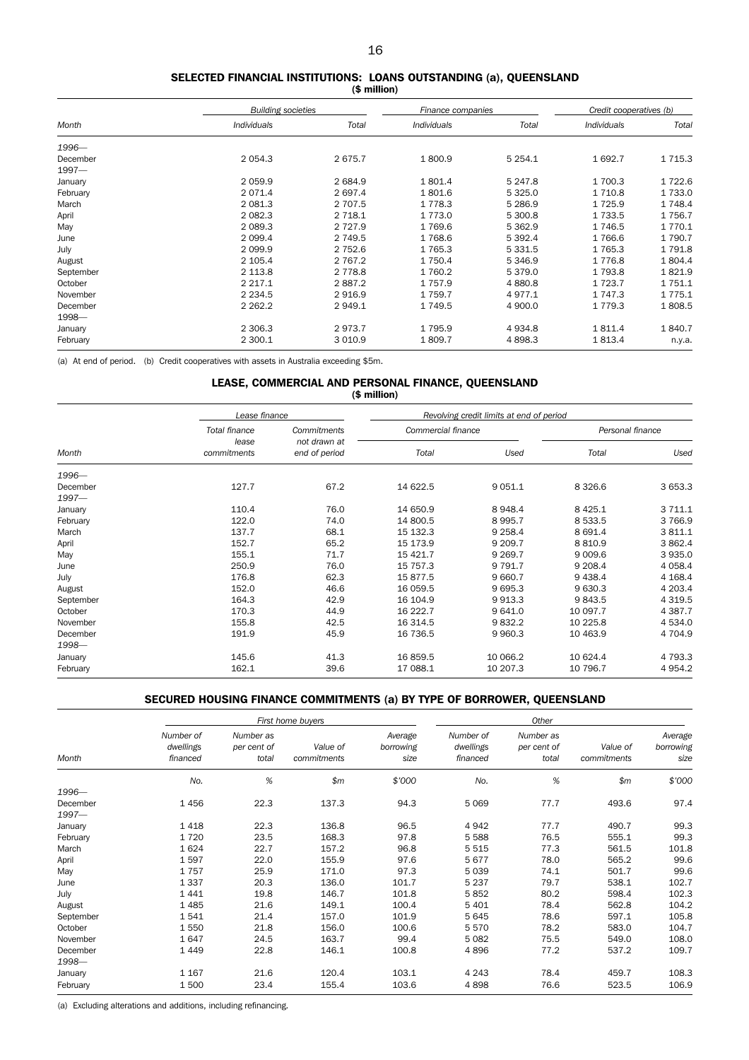## SELECTED FINANCIAL INSTITUTIONS: LOANS OUTSTANDING (a), QUEENSLAND

($ million)

| Month | Building societies | | Finance companies | | Credit cooperatives (b) | |
|---|---|---|---|---|---|---|
| | Individuals | Total | Individuals | Total | Individuals | Total |
| 1996— | | | | | | |
| December | 2 054.3 | 2 675.7 | 1 800.9 | 5 254.1 | 1 692.7 | 1 715.3 |
| 1997— | | | | | | |
| January | 2 059.9 | 2 684.9 | 1 801.4 | 5 247.8 | 1 700.3 | 1 722.6 |
| February | 2 071.4 | 2 697.4 | 1 801.6 | 5 325.0 | 1 710.8 | 1 733.0 |
| March | 2 081.3 | 2 707.5 | 1 778.3 | 5 286.9 | 1 725.9 | 1 748.4 |
| April | 2 082.3 | 2 718.1 | 1 773.0 | 5 300.8 | 1 733.5 | 1 756.7 |
| May | 2 089.3 | 2 727.9 | 1 769.6 | 5 362.9 | 1 746.5 | 1 770.1 |
| June | 2 099.4 | 2 749.5 | 1 768.6 | 5 392.4 | 1 766.6 | 1 790.7 |
| July | 2 099.9 | 2 752.6 | 1 765.3 | 5 331.5 | 1 765.3 | 1 791.8 |
| August | 2 105.4 | 2 767.2 | 1 750.4 | 5 346.9 | 1 776.8 | 1 804.4 |
| September | 2 113.8 | 2 778.8 | 1 760.2 | 5 379.0 | 1 793.8 | 1 821.9 |
| October | 2 217.1 | 2 887.2 | 1 757.9 | 4 880.8 | 1 723.7 | 1 751.1 |
| November | 2 234.5 | 2 916.9 | 1 759.7 | 4 977.1 | 1 747.3 | 1 775.1 |
| December | 2 262.2 | 2 949.1 | 1 749.5 | 4 900.0 | 1 779.3 | 1 808.5 |
| 1998— | | | | | | |
| January | 2 306.3 | 2 973.7 | 1 795.9 | 4 934.8 | 1 811.4 | 1 840.7 |
| February | 2 300.1 | 3 010.9 | 1 809.7 | 4 898.3 | 1 813.4 | n.y.a. |

(a) At end of period. (b) Credit cooperatives with assets in Australia exceeding $5m.

## LEASE, COMMERCIAL AND PERSONAL FINANCE, QUEENSLAND

($ million)

| Month | Lease finance | | Revolving credit limits at end of period | | | |
|---|---|---|---|---|---|---|
| | Total finance lease commitments | Commitments not drawn at end of period | Commercial finance | | Personal finance | |
| | | | Total | Used | Total | Used |
| 1996— | | | | | | |
| December | 127.7 | 67.2 | 14 622.5 | 9 051.1 | 8 326.6 | 3 653.3 |
| 1997— | | | | | | |
| January | 110.4 | 76.0 | 14 650.9 | 8 948.4 | 8 425.1 | 3 711.1 |
| February | 122.0 | 74.0 | 14 800.5 | 8 995.7 | 8 533.5 | 3 766.9 |
| March | 137.7 | 68.1 | 15 132.3 | 9 258.4 | 8 691.4 | 3 811.1 |
| April | 152.7 | 65.2 | 15 173.9 | 9 209.7 | 8 810.9 | 3 862.4 |
| May | 155.1 | 71.7 | 15 421.7 | 9 269.7 | 9 009.6 | 3 935.0 |
| June | 250.9 | 76.0 | 15 757.3 | 9 791.7 | 9 208.4 | 4 058.4 |
| July | 176.8 | 62.3 | 15 877.5 | 9 660.7 | 9 438.4 | 4 168.4 |
| August | 152.0 | 46.6 | 16 059.5 | 9 695.3 | 9 630.3 | 4 203.4 |
| September | 164.3 | 42.9 | 16 104.9 | 9 913.3 | 9 843.5 | 4 319.5 |
| October | 170.3 | 44.9 | 16 222.7 | 9 641.0 | 10 097.7 | 4 387.7 |
| November | 155.8 | 42.5 | 16 314.5 | 9 832.2 | 10 225.8 | 4 534.0 |
| December | 191.9 | 45.9 | 16 736.5 | 9 960.3 | 10 463.9 | 4 704.9 |
| 1998— | | | | | | |
| January | 145.6 | 41.3 | 16 859.5 | 10 066.2 | 10 624.4 | 4 793.3 |
| February | 162.1 | 39.6 | 17 088.1 | 10 207.3 | 10 796.7 | 4 954.2 |

## SECURED HOUSING FINANCE COMMITMENTS (a) BY TYPE OF BORROWER, QUEENSLAND

| Month | First home buyers | | | | Other | | | |
|---|---|---|---|---|---|---|---|---|
| | Number of dwellings financed | Number as per cent of total | Value of commitments | Average borrowing size | Number of dwellings financed | Number as per cent of total | Value of commitments | Average borrowing size |
| | No. | % | $m | $'000 | No. | % | $m | $'000 |
| 1996— | | | | | | | | |
| December | 1 456 | 22.3 | 137.3 | 94.3 | 5 069 | 77.7 | 493.6 | 97.4 |
| 1997— | | | | | | | | |
| January | 1 418 | 22.3 | 136.8 | 96.5 | 4 942 | 77.7 | 490.7 | 99.3 |
| February | 1 720 | 23.5 | 168.3 | 97.8 | 5 588 | 76.5 | 555.1 | 99.3 |
| March | 1 624 | 22.7 | 157.2 | 96.8 | 5 515 | 77.3 | 561.5 | 101.8 |
| April | 1 597 | 22.0 | 155.9 | 97.6 | 5 677 | 78.0 | 565.2 | 99.6 |
| May | 1 757 | 25.9 | 171.0 | 97.3 | 5 039 | 74.1 | 501.7 | 99.6 |
| June | 1 337 | 20.3 | 136.0 | 101.7 | 5 237 | 79.7 | 538.1 | 102.7 |
| July | 1 441 | 19.8 | 146.7 | 101.8 | 5 852 | 80.2 | 598.4 | 102.3 |
| August | 1 485 | 21.6 | 149.1 | 100.4 | 5 401 | 78.4 | 562.8 | 104.2 |
| September | 1 541 | 21.4 | 157.0 | 101.9 | 5 645 | 78.6 | 597.1 | 105.8 |
| October | 1 550 | 21.8 | 156.0 | 100.6 | 5 570 | 78.2 | 583.0 | 104.7 |
| November | 1 647 | 24.5 | 163.7 | 99.4 | 5 082 | 75.5 | 549.0 | 108.0 |
| December | 1 449 | 22.8 | 146.1 | 100.8 | 4 896 | 77.2 | 537.2 | 109.7 |
| 1998— | | | | | | | | |
| January | 1 167 | 21.6 | 120.4 | 103.1 | 4 243 | 78.4 | 459.7 | 108.3 |
| February | 1 500 | 23.4 | 155.4 | 103.6 | 4 898 | 76.6 | 523.5 | 106.9 |

(a) Excluding alterations and additions, including refinancing.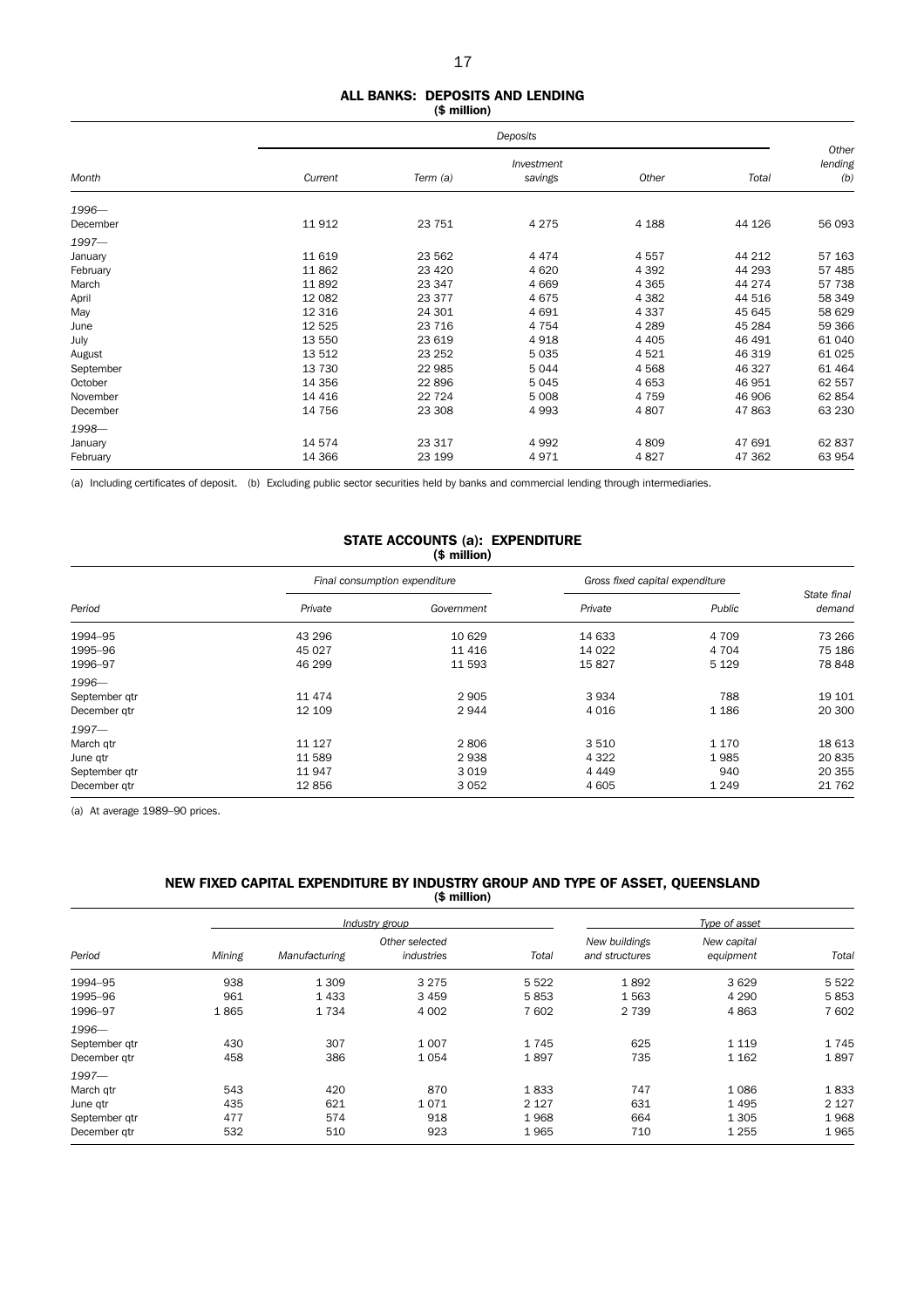## ALL BANKS: DEPOSITS AND LENDING

($ million)

| Month | Deposits | | | | | Other lending (b) |
|---|---|---|---|---|---|---|
| | Current | Term (a) | Investment savings | Other | Total | |
| *1996—* | | | | | | |
| December | 11 912 | 23 751 | 4 275 | 4 188 | 44 126 | 56 093 |
| *1997—* | | | | | | |
| January | 11 619 | 23 562 | 4 474 | 4 557 | 44 212 | 57 163 |
| February | 11 862 | 23 420 | 4 620 | 4 392 | 44 293 | 57 485 |
| March | 11 892 | 23 347 | 4 669 | 4 365 | 44 274 | 57 738 |
| April | 12 082 | 23 377 | 4 675 | 4 382 | 44 516 | 58 349 |
| May | 12 316 | 24 301 | 4 691 | 4 337 | 45 645 | 58 629 |
| June | 12 525 | 23 716 | 4 754 | 4 289 | 45 284 | 59 366 |
| July | 13 550 | 23 619 | 4 918 | 4 405 | 46 491 | 61 040 |
| August | 13 512 | 23 252 | 5 035 | 4 521 | 46 319 | 61 025 |
| September | 13 730 | 22 985 | 5 044 | 4 568 | 46 327 | 61 464 |
| October | 14 356 | 22 896 | 5 045 | 4 653 | 46 951 | 62 557 |
| November | 14 416 | 22 724 | 5 008 | 4 759 | 46 906 | 62 854 |
| December | 14 756 | 23 308 | 4 993 | 4 807 | 47 863 | 63 230 |
| *1998—* | | | | | | |
| January | 14 574 | 23 317 | 4 992 | 4 809 | 47 691 | 62 837 |
| February | 14 366 | 23 199 | 4 971 | 4 827 | 47 362 | 63 954 |

(a) Including certificates of deposit. (b) Excluding public sector securities held by banks and commercial lending through intermediaries.

## STATE ACCOUNTS (a): EXPENDITURE

($ million)

| Period | Final consumption expenditure | | Gross fixed capital expenditure | | State final demand |
|---|---|---|---|---|---|
| | Private | Government | Private | Public | |
| 1994–95 | 43 296 | 10 629 | 14 633 | 4 709 | 73 266 |
| 1995–96 | 45 027 | 11 416 | 14 022 | 4 704 | 75 186 |
| 1996–97 | 46 299 | 11 593 | 15 827 | 5 129 | 78 848 |
| *1996—* | | | | | |
| September qtr | 11 474 | 2 905 | 3 934 | 788 | 19 101 |
| December qtr | 12 109 | 2 944 | 4 016 | 1 186 | 20 300 |
| *1997—* | | | | | |
| March qtr | 11 127 | 2 806 | 3 510 | 1 170 | 18 613 |
| June qtr | 11 589 | 2 938 | 4 322 | 1 985 | 20 835 |
| September qtr | 11 947 | 3 019 | 4 449 | 940 | 20 355 |
| December qtr | 12 856 | 3 052 | 4 605 | 1 249 | 21 762 |

(a) At average 1989–90 prices.

## NEW FIXED CAPITAL EXPENDITURE BY INDUSTRY GROUP AND TYPE OF ASSET, QUEENSLAND

($ million)

| Period | Industry group | | | | Type of asset | | |
|---|---|---|---|---|---|---|---|
| | Mining | Manufacturing | Other selected industries | Total | New buildings and structures | New capital equipment | Total |
| 1994–95 | 938 | 1 309 | 3 275 | 5 522 | 1 892 | 3 629 | 5 522 |
| 1995–96 | 961 | 1 433 | 3 459 | 5 853 | 1 563 | 4 290 | 5 853 |
| 1996–97 | 1 865 | 1 734 | 4 002 | 7 602 | 2 739 | 4 863 | 7 602 |
| *1996—* | | | | | | | |
| September qtr | 430 | 307 | 1 007 | 1 745 | 625 | 1 119 | 1 745 |
| December qtr | 458 | 386 | 1 054 | 1 897 | 735 | 1 162 | 1 897 |
| *1997—* | | | | | | | |
| March qtr | 543 | 420 | 870 | 1 833 | 747 | 1 086 | 1 833 |
| June qtr | 435 | 621 | 1 071 | 2 127 | 631 | 1 495 | 2 127 |
| September qtr | 477 | 574 | 918 | 1 968 | 664 | 1 305 | 1 968 |
| December qtr | 532 | 510 | 923 | 1 965 | 710 | 1 255 | 1 965 |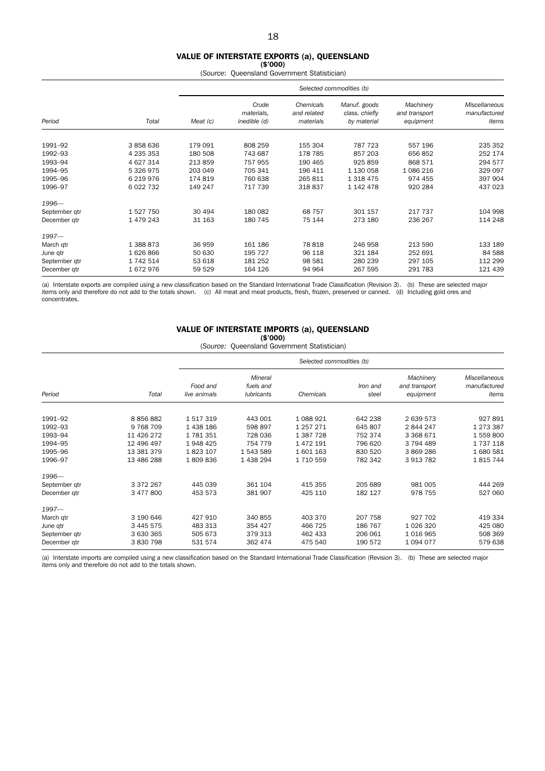## VALUE OF INTERSTATE EXPORTS (a), QUEENSLAND

**($'000)**

(*Source*: Queensland Government Statistician)

| Period | Total | *Selected commodities (b)* | | | | | |
|---|---|---|---|---|---|---|---|
| | | *Meat (c)* | *Crude materials, inedible (d)* | *Chemicals and related materials* | *Manuf. goods class. chiefly by material* | *Machinery and transport equipment* | *Miscellaneous manufactured items* |
| 1991–92 | 3 858 636 | 179 091 | 808 259 | 155 304 | 787 723 | 557 196 | 235 352 |
| 1992–93 | 4 235 353 | 180 508 | 743 687 | 178 785 | 857 203 | 656 852 | 252 174 |
| 1993–94 | 4 627 314 | 213 859 | 757 955 | 190 465 | 925 859 | 868 571 | 294 577 |
| 1994–95 | 5 326 975 | 203 049 | 705 341 | 196 411 | 1 130 058 | 1 086 216 | 329 097 |
| 1995–96 | 6 219 976 | 174 819 | 760 638 | 265 811 | 1 318 475 | 974 455 | 397 904 |
| 1996–97 | 6 022 732 | 149 247 | 717 739 | 318 837 | 1 142 478 | 920 284 | 437 023 |
| *1996—* | | | | | | | |
| September qtr | 1 527 750 | 30 494 | 180 082 | 68 757 | 301 157 | 217 737 | 104 998 |
| December qtr | 1 479 243 | 31 163 | 180 745 | 75 144 | 273 180 | 236 267 | 114 248 |
| *1997—* | | | | | | | |
| March qtr | 1 388 873 | 36 959 | 161 186 | 78 818 | 246 958 | 213 590 | 133 189 |
| June qtr | 1 626 866 | 50 630 | 195 727 | 96 118 | 321 184 | 252 691 | 84 588 |
| September qtr | 1 742 514 | 53 618 | 181 252 | 98 581 | 280 239 | 297 105 | 112 299 |
| December qtr | 1 672 976 | 59 529 | 164 126 | 94 964 | 267 595 | 291 783 | 121 439 |

(a) Interstate exports are compiled using a new classification based on the Standard International Trade Classification (Revision 3). (b) These are selected major items only and therefore do not add to the totals shown. (c) All meat and meat products, fresh, frozen, preserved or canned. (d) Including gold ores and concentrates.

## VALUE OF INTERSTATE IMPORTS (a), QUEENSLAND

**($'000)**

(*Source:* Queensland Government Statistician)

| Period | Total | *Selected commodities (b)* | | | | | |
|---|---|---|---|---|---|---|---|
| | | *Food and live animals* | *Mineral fuels and lubricants* | *Chemicals* | *Iron and steel* | *Machinery and transport equipment* | *Miscellaneous manufactured items* |
| 1991–92 | 8 856 882 | 1 517 319 | 443 001 | 1 088 921 | 642 238 | 2 639 573 | 927 891 |
| 1992–93 | 9 768 709 | 1 438 186 | 598 897 | 1 257 271 | 645 807 | 2 844 247 | 1 273 387 |
| 1993–94 | 11 426 272 | 1 781 351 | 728 036 | 1 387 728 | 752 374 | 3 368 671 | 1 559 800 |
| 1994–95 | 12 496 497 | 1 948 425 | 754 779 | 1 472 191 | 796 620 | 3 794 489 | 1 737 118 |
| 1995–96 | 13 381 379 | 1 823 107 | 1 543 589 | 1 601 163 | 830 520 | 3 869 286 | 1 680 581 |
| 1996–97 | 13 486 288 | 1 809 836 | 1 438 294 | 1 710 559 | 782 342 | 3 913 782 | 1 815 744 |
| *1996—* | | | | | | | |
| September qtr | 3 372 267 | 445 039 | 361 104 | 415 355 | 205 689 | 981 005 | 444 269 |
| December qtr | 3 477 800 | 453 573 | 381 907 | 425 110 | 182 127 | 978 755 | 527 060 |
| *1997—* | | | | | | | |
| March qtr | 3 190 646 | 427 910 | 340 855 | 403 370 | 207 758 | 927 702 | 419 334 |
| June qtr | 3 445 575 | 483 313 | 354 427 | 466 725 | 186 767 | 1 026 320 | 425 080 |
| September qtr | 3 630 365 | 505 673 | 379 313 | 462 433 | 206 061 | 1 016 965 | 508 369 |
| December qtr | 3 830 798 | 531 574 | 362 474 | 475 540 | 190 572 | 1 094 077 | 579 638 |

(a) Interstate imports are compiled using a new classification based on the Standard International Trade Classification (Revision 3). (b) These are selected major items only and therefore do not add to the totals shown.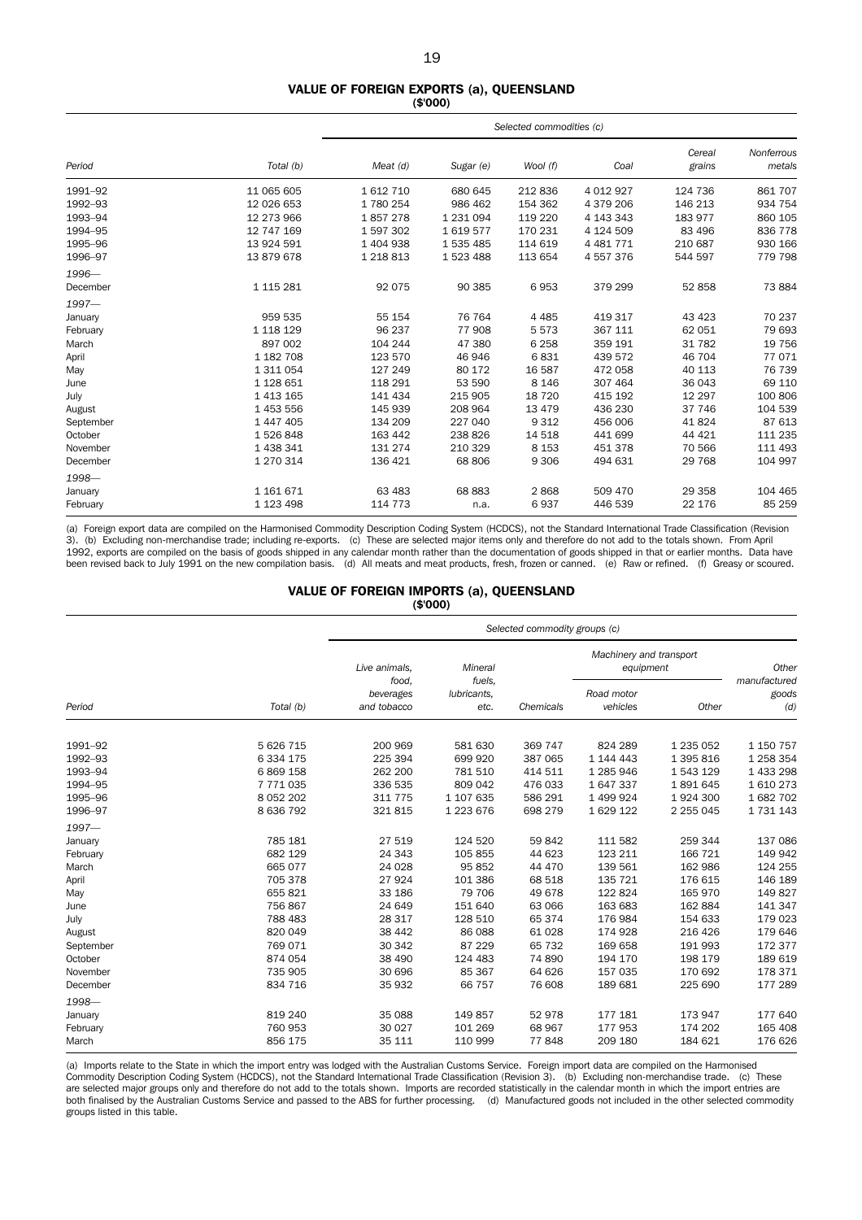## VALUE OF FOREIGN EXPORTS (a), QUEENSLAND

($'000)

| Period | Total (b) | Selected commodities (c) | | | | | |
|---|---|---|---|---|---|---|---|
| | | Meat (d) | Sugar (e) | Wool (f) | Coal | Cereal grains | Nonferrous metals |
| 1991–92 | 11 065 605 | 1 612 710 | 680 645 | 212 836 | 4 012 927 | 124 736 | 861 707 |
| 1992–93 | 12 026 653 | 1 780 254 | 986 462 | 154 362 | 4 379 206 | 146 213 | 934 754 |
| 1993–94 | 12 273 966 | 1 857 278 | 1 231 094 | 119 220 | 4 143 343 | 183 977 | 860 105 |
| 1994–95 | 12 747 169 | 1 597 302 | 1 619 577 | 170 231 | 4 124 509 | 83 496 | 836 778 |
| 1995–96 | 13 924 591 | 1 404 938 | 1 535 485 | 114 619 | 4 481 771 | 210 687 | 930 166 |
| 1996–97 | 13 879 678 | 1 218 813 | 1 523 488 | 113 654 | 4 557 376 | 544 597 | 779 798 |
| *1996—* | | | | | | | |
| December | 1 115 281 | 92 075 | 90 385 | 6 953 | 379 299 | 52 858 | 73 884 |
| *1997—* | | | | | | | |
| January | 959 535 | 55 154 | 76 764 | 4 485 | 419 317 | 43 423 | 70 237 |
| February | 1 118 129 | 96 237 | 77 908 | 5 573 | 367 111 | 62 051 | 79 693 |
| March | 897 002 | 104 244 | 47 380 | 6 258 | 359 191 | 31 782 | 19 756 |
| April | 1 182 708 | 123 570 | 46 946 | 6 831 | 439 572 | 46 704 | 77 071 |
| May | 1 311 054 | 127 249 | 80 172 | 16 587 | 472 058 | 40 113 | 76 739 |
| June | 1 128 651 | 118 291 | 53 590 | 8 146 | 307 464 | 36 043 | 69 110 |
| July | 1 413 165 | 141 434 | 215 905 | 18 720 | 415 192 | 12 297 | 100 806 |
| August | 1 453 556 | 145 939 | 208 964 | 13 479 | 436 230 | 37 746 | 104 539 |
| September | 1 447 405 | 134 209 | 227 040 | 9 312 | 456 006 | 41 824 | 87 613 |
| October | 1 526 848 | 163 442 | 238 826 | 14 518 | 441 699 | 44 421 | 111 235 |
| November | 1 438 341 | 131 274 | 210 329 | 8 153 | 451 378 | 70 566 | 111 493 |
| December | 1 270 314 | 136 421 | 68 806 | 9 306 | 494 631 | 29 768 | 104 997 |
| *1998—* | | | | | | | |
| January | 1 161 671 | 63 483 | 68 883 | 2 868 | 509 470 | 29 358 | 104 465 |
| February | 1 123 498 | 114 773 | n.a. | 6 937 | 446 539 | 22 176 | 85 259 |

(a) Foreign export data are compiled on the Harmonised Commodity Description Coding System (HCDCS), not the Standard International Trade Classification (Revision 3). (b) Excluding non-merchandise trade; including re-exports. (c) These are selected major items only and therefore do not add to the totals shown. From April 1992, exports are compiled on the basis of goods shipped in any calendar month rather than the documentation of goods shipped in that or earlier months. Data have been revised back to July 1991 on the new compilation basis. (d) All meats and meat products, fresh, frozen or canned. (e) Raw or refined. (f) Greasy or scoured.

## VALUE OF FOREIGN IMPORTS (a), QUEENSLAND

($'000)

| Period | Total (b) | Selected commodity groups (c) | | | | | |
|---|---|---|---|---|---|---|---|
| | | Live animals, food, beverages and tobacco | Mineral fuels, lubricants, etc. | Chemicals | Machinery and transport equipment | | Other manufactured goods (d) |
| | | | | | Road motor vehicles | Other | |
| 1991–92 | 5 626 715 | 200 969 | 581 630 | 369 747 | 824 289 | 1 235 052 | 1 150 757 |
| 1992–93 | 6 334 175 | 225 394 | 699 920 | 387 065 | 1 144 443 | 1 395 816 | 1 258 354 |
| 1993–94 | 6 869 158 | 262 200 | 781 510 | 414 511 | 1 285 946 | 1 543 129 | 1 433 298 |
| 1994–95 | 7 771 035 | 336 535 | 809 042 | 476 033 | 1 647 337 | 1 891 645 | 1 610 273 |
| 1995–96 | 8 052 202 | 311 775 | 1 107 635 | 586 291 | 1 499 924 | 1 924 300 | 1 682 702 |
| 1996–97 | 8 636 792 | 321 815 | 1 223 676 | 698 279 | 1 629 122 | 2 255 045 | 1 731 143 |
| *1997—* | | | | | | | |
| January | 785 181 | 27 519 | 124 520 | 59 842 | 111 582 | 259 344 | 137 086 |
| February | 682 129 | 24 343 | 105 855 | 44 623 | 123 211 | 166 721 | 149 942 |
| March | 665 077 | 24 028 | 95 852 | 44 470 | 139 561 | 162 986 | 124 255 |
| April | 705 378 | 27 924 | 101 386 | 68 518 | 135 721 | 176 615 | 146 189 |
| May | 655 821 | 33 186 | 79 706 | 49 678 | 122 824 | 165 970 | 149 827 |
| June | 756 867 | 24 649 | 151 640 | 63 066 | 163 683 | 162 884 | 141 347 |
| July | 788 483 | 28 317 | 128 510 | 65 374 | 176 984 | 154 633 | 179 023 |
| August | 820 049 | 38 442 | 86 088 | 61 028 | 174 928 | 216 426 | 179 646 |
| September | 769 071 | 30 342 | 87 229 | 65 732 | 169 658 | 191 993 | 172 377 |
| October | 874 054 | 38 490 | 124 483 | 74 890 | 194 170 | 198 179 | 189 619 |
| November | 735 905 | 30 696 | 85 367 | 64 626 | 157 035 | 170 692 | 178 371 |
| December | 834 716 | 35 932 | 66 757 | 76 608 | 189 681 | 225 690 | 177 289 |
| *1998—* | | | | | | | |
| January | 819 240 | 35 088 | 149 857 | 52 978 | 177 181 | 173 947 | 177 640 |
| February | 760 953 | 30 027 | 101 269 | 68 967 | 177 953 | 174 202 | 165 408 |
| March | 856 175 | 35 111 | 110 999 | 77 848 | 209 180 | 184 621 | 176 626 |

(a) Imports relate to the State in which the import entry was lodged with the Australian Customs Service. Foreign import data are compiled on the Harmonised Commodity Description Coding System (HCDCS), not the Standard International Trade Classification (Revision 3). (b) Excluding non-merchandise trade. (c) These are selected major groups only and therefore do not add to the totals shown. Imports are recorded statistically in the calendar month in which the import entries are both finalised by the Australian Customs Service and passed to the ABS for further processing. (d) Manufactured goods not included in the other selected commodity groups listed in this table.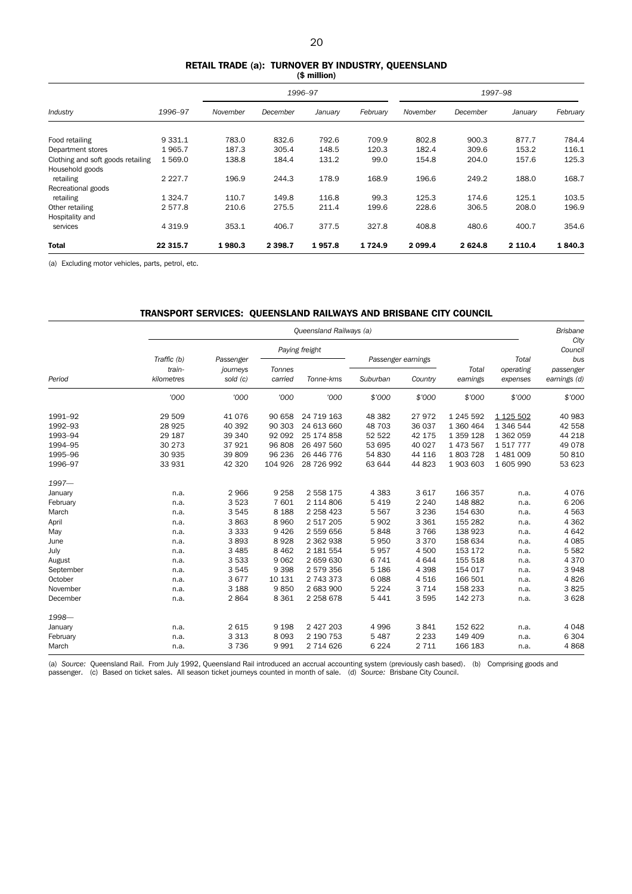## RETAIL TRADE (a): TURNOVER BY INDUSTRY, QUEENSLAND

($ million)

| Industry | 1996–97 | 1996–97 | | | | 1997–98 | | | |
|---|---|---|---|---|---|---|---|---|---|
| | | November | December | January | February | November | December | January | February |
| Food retailing | 9 331.1 | 783.0 | 832.6 | 792.6 | 709.9 | 802.8 | 900.3 | 877.7 | 784.4 |
| Department stores | 1 965.7 | 187.3 | 305.4 | 148.5 | 120.3 | 182.4 | 309.6 | 153.2 | 116.1 |
| Clothing and soft goods retailing | 1 569.0 | 138.8 | 184.4 | 131.2 | 99.0 | 154.8 | 204.0 | 157.6 | 125.3 |
| Household goods retailing | 2 227.7 | 196.9 | 244.3 | 178.9 | 168.9 | 196.6 | 249.2 | 188.0 | 168.7 |
| Recreational goods retailing | 1 324.7 | 110.7 | 149.8 | 116.8 | 99.3 | 125.3 | 174.6 | 125.1 | 103.5 |
| Other retailing | 2 577.8 | 210.6 | 275.5 | 211.4 | 199.6 | 228.6 | 306.5 | 208.0 | 196.9 |
| Hospitality and services | 4 319.9 | 353.1 | 406.7 | 377.5 | 327.8 | 408.8 | 480.6 | 400.7 | 354.6 |
| **Total** | **22 315.7** | **1 980.3** | **2 398.7** | **1 957.8** | **1 724.9** | **2 099.4** | **2 624.8** | **2 110.4** | **1 840.3** |

(a) Excluding motor vehicles, parts, petrol, etc.

## TRANSPORT SERVICES: QUEENSLAND RAILWAYS AND BRISBANE CITY COUNCIL

| Period | Queensland Railways (a) | | | | | | | | Brisbane City Council |
|---|---|---|---|---|---|---|---|---|---|
| | Traffic (b) train-kilometres | Passenger journeys sold (c) | Paying freight | | Passenger earnings | | Total earnings | Total operating expenses | bus passenger earnings (d) |
| | | | Tonnes carried | Tonne-kms | Suburban | Country | | | |
| | '000 | '000 | '000 | '000 | $'000 | $'000 | $'000 | $'000 | $'000 |
| 1991–92 | 29 509 | 41 076 | 90 658 | 24 719 163 | 48 382 | 27 972 | 1 245 592 | 1 125 502 | 40 983 |
| 1992–93 | 28 925 | 40 392 | 90 303 | 24 613 660 | 48 703 | 36 037 | 1 360 464 | 1 346 544 | 42 558 |
| 1993–94 | 29 187 | 39 340 | 92 092 | 25 174 858 | 52 522 | 42 175 | 1 359 128 | 1 362 059 | 44 218 |
| 1994–95 | 30 273 | 37 921 | 96 808 | 26 497 560 | 53 695 | 40 027 | 1 473 567 | 1 517 777 | 49 078 |
| 1995–96 | 30 935 | 39 809 | 96 236 | 26 446 776 | 54 830 | 44 116 | 1 803 728 | 1 481 009 | 50 810 |
| 1996–97 | 33 931 | 42 320 | 104 926 | 28 726 992 | 63 644 | 44 823 | 1 903 603 | 1 605 990 | 53 623 |
| *1997—* | | | | | | | | | |
| January | n.a. | 2 966 | 9 258 | 2 558 175 | 4 383 | 3 617 | 166 357 | n.a. | 4 076 |
| February | n.a. | 3 523 | 7 601 | 2 114 806 | 5 419 | 2 240 | 148 882 | n.a. | 6 206 |
| March | n.a. | 3 545 | 8 188 | 2 258 423 | 5 567 | 3 236 | 154 630 | n.a. | 4 563 |
| April | n.a. | 3 863 | 8 960 | 2 517 205 | 5 902 | 3 361 | 155 282 | n.a. | 4 362 |
| May | n.a. | 3 333 | 9 426 | 2 559 656 | 5 848 | 3 766 | 138 923 | n.a. | 4 642 |
| June | n.a. | 3 893 | 8 928 | 2 362 938 | 5 950 | 3 370 | 158 634 | n.a. | 4 085 |
| July | n.a. | 3 485 | 8 462 | 2 181 554 | 5 957 | 4 500 | 153 172 | n.a. | 5 582 |
| August | n.a. | 3 533 | 9 062 | 2 659 630 | 6 741 | 4 644 | 155 518 | n.a. | 4 370 |
| September | n.a. | 3 545 | 9 398 | 2 579 356 | 5 186 | 4 398 | 154 017 | n.a. | 3 948 |
| October | n.a. | 3 677 | 10 131 | 2 743 373 | 6 088 | 4 516 | 166 501 | n.a. | 4 826 |
| November | n.a. | 3 188 | 9 850 | 2 683 900 | 5 224 | 3 714 | 158 233 | n.a. | 3 825 |
| December | n.a. | 2 864 | 8 361 | 2 258 678 | 5 441 | 3 595 | 142 273 | n.a. | 3 628 |
| *1998—* | | | | | | | | | |
| January | n.a. | 2 615 | 9 198 | 2 427 203 | 4 996 | 3 841 | 152 622 | n.a. | 4 048 |
| February | n.a. | 3 313 | 8 093 | 2 190 753 | 5 487 | 2 233 | 149 409 | n.a. | 6 304 |
| March | n.a. | 3 736 | 9 991 | 2 714 626 | 6 224 | 2 711 | 166 183 | n.a. | 4 868 |

(a) *Source:* Queensland Rail. From July 1992, Queensland Rail introduced an accrual accounting system (previously cash based). (b) Comprising goods and passenger. (c) Based on ticket sales. All season ticket journeys counted in month of sale. (d) *Source:* Brisbane City Council.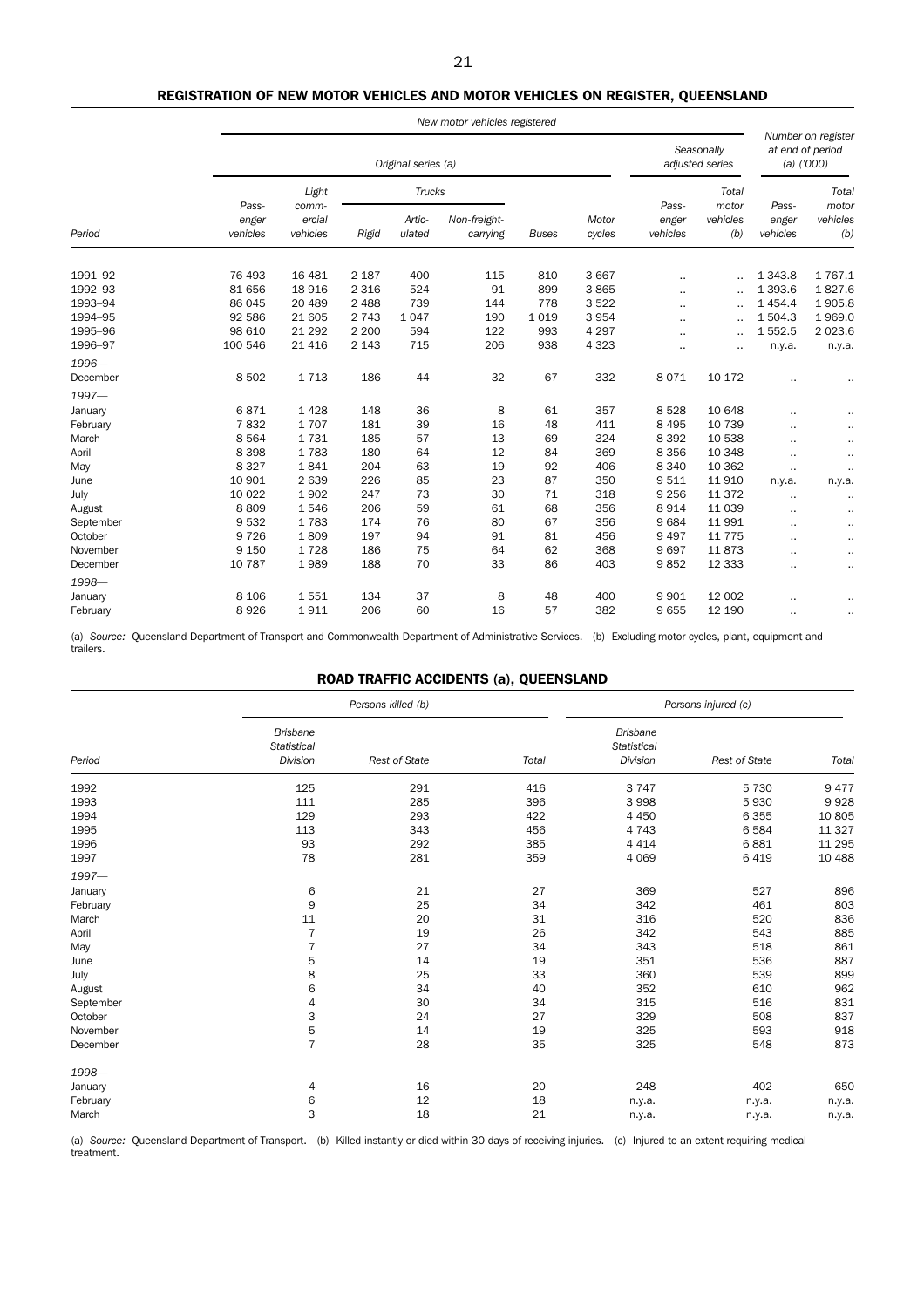## REGISTRATION OF NEW MOTOR VEHICLES AND MOTOR VEHICLES ON REGISTER, QUEENSLAND

| | New motor vehicles registered | | | | | | | | | Number on register at end of period (a) ('000) | |
|---|---|---|---|---|---|---|---|---|---|---|---|
| | Original series (a) | | | | | | | Seasonally adjusted series | | | |
| | | | Trucks | | | | | | | | |
| Period | Passenger vehicles | Light commercial vehicles | Rigid | Articulated | Non-freight-carrying | Buses | Motor cycles | Passenger vehicles | Total motor vehicles (b) | Passenger vehicles | Total motor vehicles (b) |
| 1991–92 | 76 493 | 16 481 | 2 187 | 400 | 115 | 810 | 3 667 | .. | .. | 1 343.8 | 1 767.1 |
| 1992–93 | 81 656 | 18 916 | 2 316 | 524 | 91 | 899 | 3 865 | .. | .. | 1 393.6 | 1 827.6 |
| 1993–94 | 86 045 | 20 489 | 2 488 | 739 | 144 | 778 | 3 522 | .. | .. | 1 454.4 | 1 905.8 |
| 1994–95 | 92 586 | 21 605 | 2 743 | 1 047 | 190 | 1 019 | 3 954 | .. | .. | 1 504.3 | 1 969.0 |
| 1995–96 | 98 610 | 21 292 | 2 200 | 594 | 122 | 993 | 4 297 | .. | .. | 1 552.5 | 2 023.6 |
| 1996–97 | 100 546 | 21 416 | 2 143 | 715 | 206 | 938 | 4 323 | .. | .. | n.y.a. | n.y.a. |
| *1996—* | | | | | | | | | | | |
| December | 8 502 | 1 713 | 186 | 44 | 32 | 67 | 332 | 8 071 | 10 172 | .. | .. |
| *1997—* | | | | | | | | | | | |
| January | 6 871 | 1 428 | 148 | 36 | 8 | 61 | 357 | 8 528 | 10 648 | .. | .. |
| February | 7 832 | 1 707 | 181 | 39 | 16 | 48 | 411 | 8 495 | 10 739 | .. | .. |
| March | 8 564 | 1 731 | 185 | 57 | 13 | 69 | 324 | 8 392 | 10 538 | .. | .. |
| April | 8 398 | 1 783 | 180 | 64 | 12 | 84 | 369 | 8 356 | 10 348 | .. | .. |
| May | 8 327 | 1 841 | 204 | 63 | 19 | 92 | 406 | 8 340 | 10 362 | .. | .. |
| June | 10 901 | 2 639 | 226 | 85 | 23 | 87 | 350 | 9 511 | 11 910 | n.y.a. | n.y.a. |
| July | 10 022 | 1 902 | 247 | 73 | 30 | 71 | 318 | 9 256 | 11 372 | .. | .. |
| August | 8 809 | 1 546 | 206 | 59 | 61 | 68 | 356 | 8 914 | 11 039 | .. | .. |
| September | 9 532 | 1 783 | 174 | 76 | 80 | 67 | 356 | 9 684 | 11 991 | .. | .. |
| October | 9 726 | 1 809 | 197 | 94 | 91 | 81 | 456 | 9 497 | 11 775 | .. | .. |
| November | 9 150 | 1 728 | 186 | 75 | 64 | 62 | 368 | 9 697 | 11 873 | .. | .. |
| December | 10 787 | 1 989 | 188 | 70 | 33 | 86 | 403 | 9 852 | 12 333 | .. | .. |
| *1998—* | | | | | | | | | | | |
| January | 8 106 | 1 551 | 134 | 37 | 8 | 48 | 400 | 9 901 | 12 002 | .. | .. |
| February | 8 926 | 1 911 | 206 | 60 | 16 | 57 | 382 | 9 655 | 12 190 | .. | .. |

(a) *Source:* Queensland Department of Transport and Commonwealth Department of Administrative Services. (b) Excluding motor cycles, plant, equipment and trailers.

## ROAD TRAFFIC ACCIDENTS (a), QUEENSLAND

| | Persons killed (b) | | | Persons injured (c) | | |
|---|---|---|---|---|---|---|
| Period | Brisbane Statistical Division | Rest of State | Total | Brisbane Statistical Division | Rest of State | Total |
| 1992 | 125 | 291 | 416 | 3 747 | 5 730 | 9 477 |
| 1993 | 111 | 285 | 396 | 3 998 | 5 930 | 9 928 |
| 1994 | 129 | 293 | 422 | 4 450 | 6 355 | 10 805 |
| 1995 | 113 | 343 | 456 | 4 743 | 6 584 | 11 327 |
| 1996 | 93 | 292 | 385 | 4 414 | 6 881 | 11 295 |
| 1997 | 78 | 281 | 359 | 4 069 | 6 419 | 10 488 |
| *1997—* | | | | | | |
| January | 6 | 21 | 27 | 369 | 527 | 896 |
| February | 9 | 25 | 34 | 342 | 461 | 803 |
| March | 11 | 20 | 31 | 316 | 520 | 836 |
| April | 7 | 19 | 26 | 342 | 543 | 885 |
| May | 7 | 27 | 34 | 343 | 518 | 861 |
| June | 5 | 14 | 19 | 351 | 536 | 887 |
| July | 8 | 25 | 33 | 360 | 539 | 899 |
| August | 6 | 34 | 40 | 352 | 610 | 962 |
| September | 4 | 30 | 34 | 315 | 516 | 831 |
| October | 3 | 24 | 27 | 329 | 508 | 837 |
| November | 5 | 14 | 19 | 325 | 593 | 918 |
| December | 7 | 28 | 35 | 325 | 548 | 873 |
| *1998—* | | | | | | |
| January | 4 | 16 | 20 | 248 | 402 | 650 |
| February | 6 | 12 | 18 | n.y.a. | n.y.a. | n.y.a. |
| March | 3 | 18 | 21 | n.y.a. | n.y.a. | n.y.a. |

(a) *Source:* Queensland Department of Transport. (b) Killed instantly or died within 30 days of receiving injuries. (c) Injured to an extent requiring medical treatment.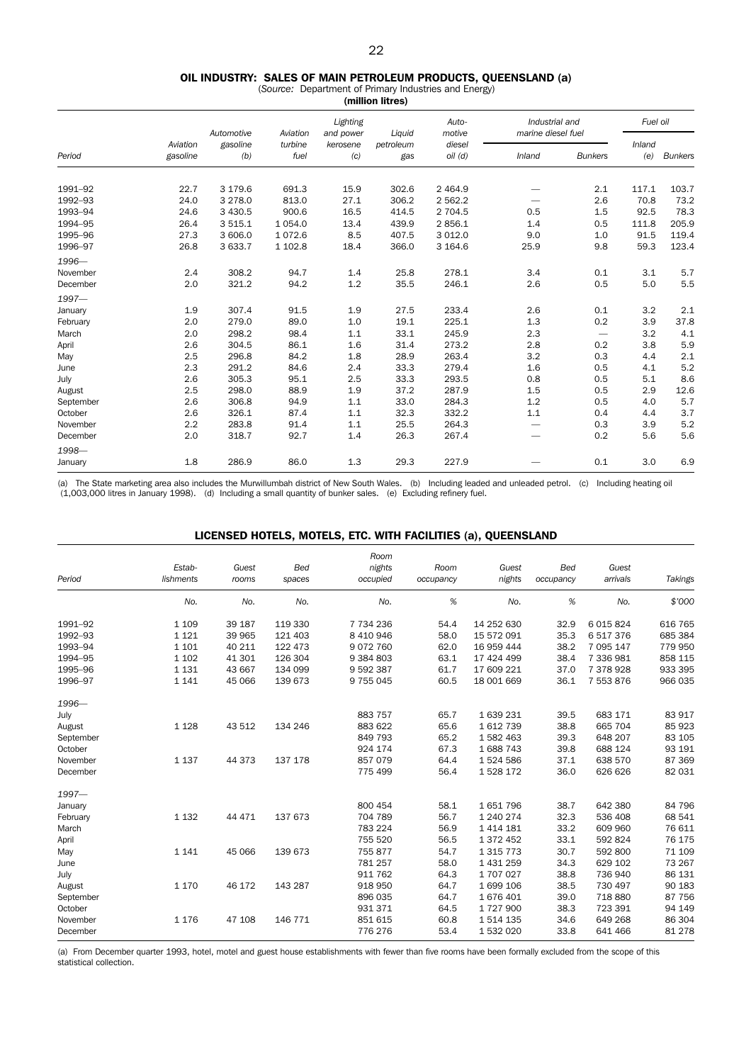## OIL INDUSTRY: SALES OF MAIN PETROLEUM PRODUCTS, QUEENSLAND (a)

(*Source:* Department of Primary Industries and Energy)

**(million litres)**

| Period | Aviation gasoline | Automotive gasoline (b) | Aviation turbine fuel | Lighting and power kerosene (c) | Liquid petroleum gas | Auto-motive diesel oil (d) | Industrial and marine diesel fuel | | Fuel oil | |
|---|---|---|---|---|---|---|---|---|---|---|
| | | | | | | | Inland | Bunkers | Inland (e) | Bunkers |
| 1991–92 | 22.7 | 3 179.6 | 691.3 | 15.9 | 302.6 | 2 464.9 | — | 2.1 | 117.1 | 103.7 |
| 1992–93 | 24.0 | 3 278.0 | 813.0 | 27.1 | 306.2 | 2 562.2 | — | 2.6 | 70.8 | 73.2 |
| 1993–94 | 24.6 | 3 430.5 | 900.6 | 16.5 | 414.5 | 2 704.5 | 0.5 | 1.5 | 92.5 | 78.3 |
| 1994–95 | 26.4 | 3 515.1 | 1 054.0 | 13.4 | 439.9 | 2 856.1 | 1.4 | 0.5 | 111.8 | 205.9 |
| 1995–96 | 27.3 | 3 606.0 | 1 072.6 | 8.5 | 407.5 | 3 012.0 | 9.0 | 1.0 | 91.5 | 119.4 |
| 1996–97 | 26.8 | 3 633.7 | 1 102.8 | 18.4 | 366.0 | 3 164.6 | 25.9 | 9.8 | 59.3 | 123.4 |
| *1996—* | | | | | | | | | | |
| November | 2.4 | 308.2 | 94.7 | 1.4 | 25.8 | 278.1 | 3.4 | 0.1 | 3.1 | 5.7 |
| December | 2.0 | 321.2 | 94.2 | 1.2 | 35.5 | 246.1 | 2.6 | 0.5 | 5.0 | 5.5 |
| *1997—* | | | | | | | | | | |
| January | 1.9 | 307.4 | 91.5 | 1.9 | 27.5 | 233.4 | 2.6 | 0.1 | 3.2 | 2.1 |
| February | 2.0 | 279.0 | 89.0 | 1.0 | 19.1 | 225.1 | 1.3 | 0.2 | 3.9 | 37.8 |
| March | 2.0 | 298.2 | 98.4 | 1.1 | 33.1 | 245.9 | 2.3 | — | 3.2 | 4.1 |
| April | 2.6 | 304.5 | 86.1 | 1.6 | 31.4 | 273.2 | 2.8 | 0.2 | 3.8 | 5.9 |
| May | 2.5 | 296.8 | 84.2 | 1.8 | 28.9 | 263.4 | 3.2 | 0.3 | 4.4 | 2.1 |
| June | 2.3 | 291.2 | 84.6 | 2.4 | 33.3 | 279.4 | 1.6 | 0.5 | 4.1 | 5.2 |
| July | 2.6 | 305.3 | 95.1 | 2.5 | 33.3 | 293.5 | 0.8 | 0.5 | 5.1 | 8.6 |
| August | 2.5 | 298.0 | 88.9 | 1.9 | 37.2 | 287.9 | 1.5 | 0.5 | 2.9 | 12.6 |
| September | 2.6 | 306.8 | 94.9 | 1.1 | 33.0 | 284.3 | 1.2 | 0.5 | 4.0 | 5.7 |
| October | 2.6 | 326.1 | 87.4 | 1.1 | 32.3 | 332.2 | 1.1 | 0.4 | 4.4 | 3.7 |
| November | 2.2 | 283.8 | 91.4 | 1.1 | 25.5 | 264.3 | — | 0.3 | 3.9 | 5.2 |
| December | 2.0 | 318.7 | 92.7 | 1.4 | 26.3 | 267.4 | — | 0.2 | 5.6 | 5.6 |
| *1998—* | | | | | | | | | | |
| January | 1.8 | 286.9 | 86.0 | 1.3 | 29.3 | 227.9 | — | 0.1 | 3.0 | 6.9 |

(a) The State marketing area also includes the Murwillumbah district of New South Wales. (b) Including leaded and unleaded petrol. (c) Including heating oil (1,003,000 litres in January 1998). (d) Including a small quantity of bunker sales. (e) Excluding refinery fuel.

## LICENSED HOTELS, MOTELS, ETC. WITH FACILITIES (a), QUEENSLAND

| Period | Estab-lishments | Guest rooms | Bed spaces | Room nights occupied | Room occupancy | Guest nights | Bed occupancy | Guest arrivals | Takings |
|---|---|---|---|---|---|---|---|---|---|
| | No. | No. | No. | No. | % | No. | % | No. | $'000 |
| 1991–92 | 1 109 | 39 187 | 119 330 | 7 734 236 | 54.4 | 14 252 630 | 32.9 | 6 015 824 | 616 765 |
| 1992–93 | 1 121 | 39 965 | 121 403 | 8 410 946 | 58.0 | 15 572 091 | 35.3 | 6 517 376 | 685 384 |
| 1993–94 | 1 101 | 40 211 | 122 473 | 9 072 760 | 62.0 | 16 959 444 | 38.2 | 7 095 147 | 779 950 |
| 1994–95 | 1 102 | 41 301 | 126 304 | 9 384 803 | 63.1 | 17 424 499 | 38.4 | 7 336 981 | 858 115 |
| 1995–96 | 1 131 | 43 667 | 134 099 | 9 592 387 | 61.7 | 17 609 221 | 37.0 | 7 378 928 | 933 395 |
| 1996–97 | 1 141 | 45 066 | 139 673 | 9 755 045 | 60.5 | 18 001 669 | 36.1 | 7 553 876 | 966 035 |
| *1996—* | | | | | | | | | |
| July | | | | 883 757 | 65.7 | 1 639 231 | 39.5 | 683 171 | 83 917 |
| August | 1 128 | 43 512 | 134 246 | 883 622 | 65.6 | 1 612 739 | 38.8 | 665 704 | 85 923 |
| September | | | | 849 793 | 65.2 | 1 582 463 | 39.3 | 648 207 | 83 105 |
| October | | | | 924 174 | 67.3 | 1 688 743 | 39.8 | 688 124 | 93 191 |
| November | 1 137 | 44 373 | 137 178 | 857 079 | 64.4 | 1 524 586 | 37.1 | 638 570 | 87 369 |
| December | | | | 775 499 | 56.4 | 1 528 172 | 36.0 | 626 626 | 82 031 |
| *1997—* | | | | | | | | | |
| January | | | | 800 454 | 58.1 | 1 651 796 | 38.7 | 642 380 | 84 796 |
| February | 1 132 | 44 471 | 137 673 | 704 789 | 56.7 | 1 240 274 | 32.3 | 536 408 | 68 541 |
| March | | | | 783 224 | 56.9 | 1 414 181 | 33.2 | 609 960 | 76 611 |
| April | | | | 755 520 | 56.5 | 1 372 452 | 33.1 | 592 824 | 76 175 |
| May | 1 141 | 45 066 | 139 673 | 755 877 | 54.7 | 1 315 773 | 30.7 | 592 800 | 71 109 |
| June | | | | 781 257 | 58.0 | 1 431 259 | 34.3 | 629 102 | 73 267 |
| July | | | | 911 762 | 64.3 | 1 707 027 | 38.8 | 736 940 | 86 131 |
| August | 1 170 | 46 172 | 143 287 | 918 950 | 64.7 | 1 699 106 | 38.5 | 730 497 | 90 183 |
| September | | | | 896 035 | 64.7 | 1 676 401 | 39.0 | 718 880 | 87 756 |
| October | | | | 931 371 | 64.5 | 1 727 900 | 38.3 | 723 391 | 94 149 |
| November | 1 176 | 47 108 | 146 771 | 851 615 | 60.8 | 1 514 135 | 34.6 | 649 268 | 86 304 |
| December | | | | 776 276 | 53.4 | 1 532 020 | 33.8 | 641 466 | 81 278 |

(a) From December quarter 1993, hotel, motel and guest house establishments with fewer than five rooms have been formally excluded from the scope of this statistical collection.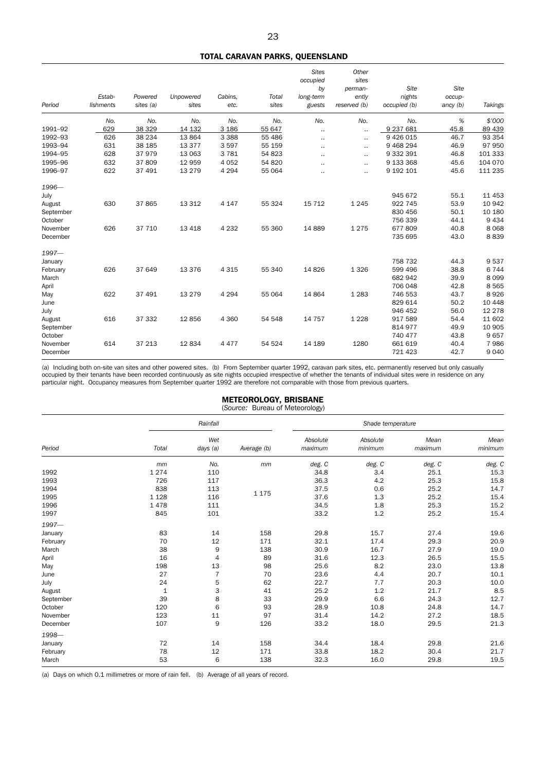## TOTAL CARAVAN PARKS, QUEENSLAND

| Period | Establishments | Powered sites (a) | Unpowered sites | Cabins, etc. | Total sites | Sites occupied by long-term guests | Other sites permanently reserved (b) | Site nights occupied (b) | Site occupancy (b) | Takings |
|---|---|---|---|---|---|---|---|---|---|---|
| | No. | No. | No. | No. | No. | No. | No. | No. | % | $'000 |
| 1991–92 | 629 | 38 329 | 14 132 | 3 186 | 55 647 | .. | .. | 9 237 681 | 45.8 | 89 439 |
| 1992–93 | 626 | 38 234 | 13 864 | 3 388 | 55 486 | .. | .. | 9 426 015 | 46.7 | 93 354 |
| 1993–94 | 631 | 38 185 | 13 377 | 3 597 | 55 159 | .. | .. | 9 468 294 | 46.9 | 97 950 |
| 1994–95 | 628 | 37 979 | 13 063 | 3 781 | 54 823 | .. | .. | 9 332 391 | 46.8 | 101 333 |
| 1995–96 | 632 | 37 809 | 12 959 | 4 052 | 54 820 | .. | .. | 9 133 368 | 45.6 | 104 070 |
| 1996–97 | 622 | 37 491 | 13 279 | 4 294 | 55 064 | .. | .. | 9 192 101 | 45.6 | 111 235 |
| *1996—* | | | | | | | | | | |
| July | | | | | | | | 945 672 | 55.1 | 11 453 |
| August | 630 | 37 865 | 13 312 | 4 147 | 55 324 | 15 712 | 1 245 | 922 745 | 53.9 | 10 942 |
| September | | | | | | | | 830 456 | 50.1 | 10 180 |
| October | | | | | | | | 756 339 | 44.1 | 9 434 |
| November | 626 | 37 710 | 13 418 | 4 232 | 55 360 | 14 889 | 1 275 | 677 809 | 40.8 | 8 068 |
| December | | | | | | | | 735 695 | 43.0 | 8 839 |
| *1997—* | | | | | | | | | | |
| January | | | | | | | | 758 732 | 44.3 | 9 537 |
| February | 626 | 37 649 | 13 376 | 4 315 | 55 340 | 14 826 | 1 326 | 599 496 | 38.8 | 6 744 |
| March | | | | | | | | 682 942 | 39.9 | 8 099 |
| April | | | | | | | | 706 048 | 42.8 | 8 565 |
| May | 622 | 37 491 | 13 279 | 4 294 | 55 064 | 14 864 | 1 283 | 746 553 | 43.7 | 8 926 |
| June | | | | | | | | 829 614 | 50.2 | 10 448 |
| July | | | | | | | | 946 452 | 56.0 | 12 278 |
| August | 616 | 37 332 | 12 856 | 4 360 | 54 548 | 14 757 | 1 228 | 917 589 | 54.4 | 11 602 |
| September | | | | | | | | 814 977 | 49.9 | 10 905 |
| October | | | | | | | | 740 477 | 43.8 | 9 657 |
| November | 614 | 37 213 | 12 834 | 4 477 | 54 524 | 14 189 | 1280 | 661 619 | 40.4 | 7 986 |
| December | | | | | | | | 721 423 | 42.7 | 9 040 |

(a) Including both on-site van sites and other powered sites. (b) From September quarter 1992, caravan park sites, etc. permanently reserved but only casually occupied by their tenants have been recorded continuously as site nights occupied irrespective of whether the tenants of individual sites were in residence on any particular night. Occupancy measures from September quarter 1992 are therefore not comparable with those from previous quarters.

## METEOROLOGY, BRISBANE

(*Source:* Bureau of Meteorology)

| Period | Rainfall | | | Shade temperature | | | |
|---|---|---|---|---|---|---|---|
| | Total | Wet days (a) | Average (b) | Absolute maximum | Absolute minimum | Mean maximum | Mean minimum |
| | mm | No. | mm | deg. C | deg. C | deg. C | deg. C |
| 1992 | 1 274 | 110 | | 34.8 | 3.4 | 25.1 | 15.3 |
| 1993 | 726 | 117 | | 36.3 | 4.2 | 25.3 | 15.8 |
| 1994 | 838 | 113 | | 37.5 | 0.6 | 25.2 | 14.7 |
| 1995 | 1 128 | 116 | 1 175 | 37.6 | 1.3 | 25.2 | 15.4 |
| 1996 | 1 478 | 111 | | 34.5 | 1.8 | 25.3 | 15.2 |
| 1997 | 845 | 101 | | 33.2 | 1.2 | 25.2 | 15.4 |
| *1997—* | | | | | | | |
| January | 83 | 14 | 158 | 29.8 | 15.7 | 27.4 | 19.6 |
| February | 70 | 12 | 171 | 32.1 | 17.4 | 29.3 | 20.9 |
| March | 38 | 9 | 138 | 30.9 | 16.7 | 27.9 | 19.0 |
| April | 16 | 4 | 89 | 31.6 | 12.3 | 26.5 | 15.5 |
| May | 198 | 13 | 98 | 25.6 | 8.2 | 23.0 | 13.8 |
| June | 27 | 7 | 70 | 23.6 | 4.4 | 20.7 | 10.1 |
| July | 24 | 5 | 62 | 22.7 | 7.7 | 20.3 | 10.0 |
| August | 1 | 3 | 41 | 25.2 | 1.2 | 21.7 | 8.5 |
| September | 39 | 8 | 33 | 29.9 | 6.6 | 24.3 | 12.7 |
| October | 120 | 6 | 93 | 28.9 | 10.8 | 24.8 | 14.7 |
| November | 123 | 11 | 97 | 31.4 | 14.2 | 27.2 | 18.5 |
| December | 107 | 9 | 126 | 33.2 | 18.0 | 29.5 | 21.3 |
| *1998—* | | | | | | | |
| January | 72 | 14 | 158 | 34.4 | 18.4 | 29.8 | 21.6 |
| February | 78 | 12 | 171 | 33.8 | 18.2 | 30.4 | 21.7 |
| March | 53 | 6 | 138 | 32.3 | 16.0 | 29.8 | 19.5 |

(a) Days on which 0.1 millimetres or more of rain fell. (b) Average of all years of record.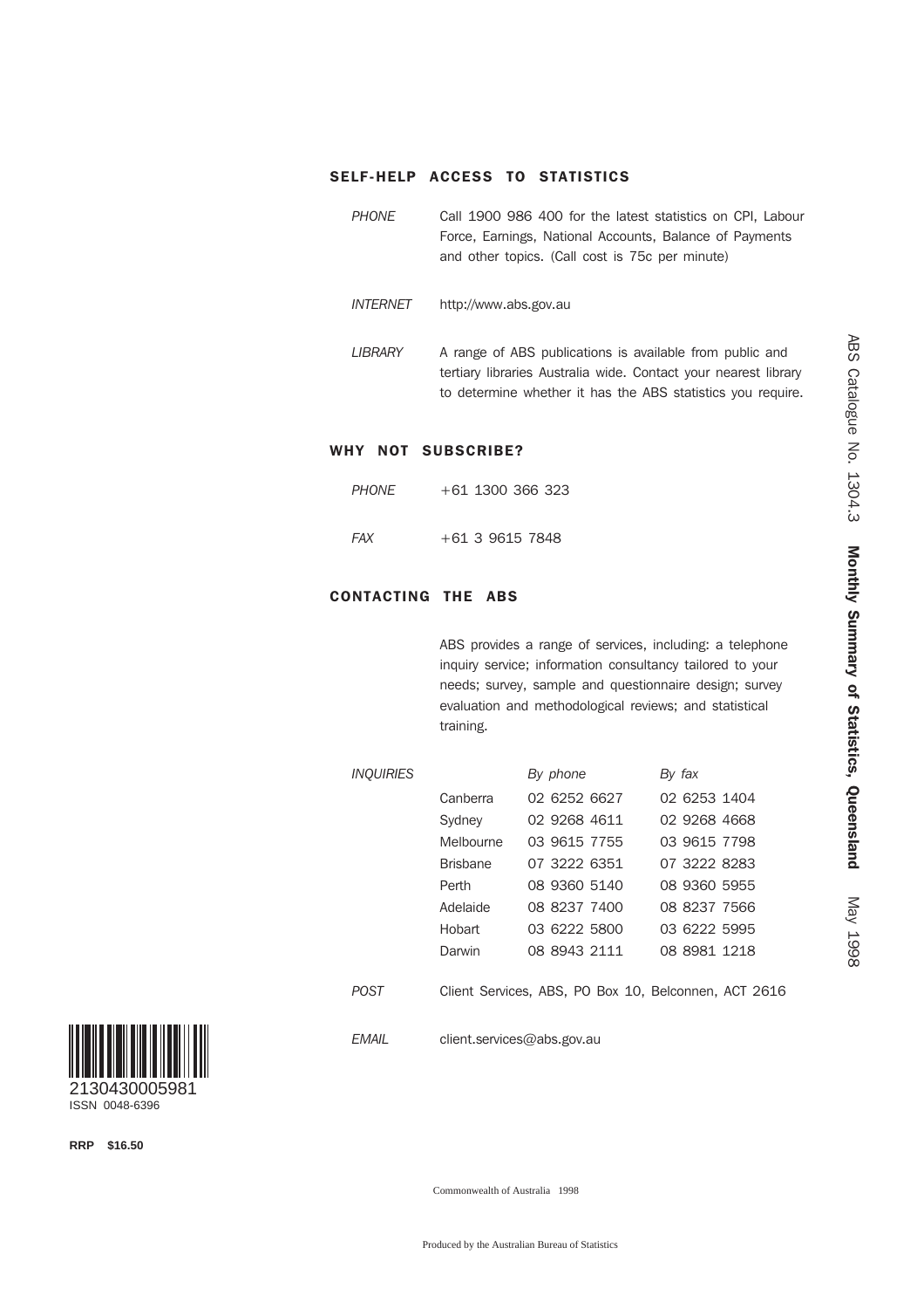## SELF-HELP ACCESS TO STATISTICS

*PHONE* Call 1900 986 400 for the latest statistics on CPI, Labour Force, Earnings, National Accounts, Balance of Payments and other topics. (Call cost is 75c per minute)

*INTERNET* http://www.abs.gov.au

*LIBRARY* A range of ABS publications is available from public and tertiary libraries Australia wide. Contact your nearest library to determine whether it has the ABS statistics you require.

## WHY NOT SUBSCRIBE?

*PHONE* +61 1300 366 323

*FAX* +61 3 9615 7848

## CONTACTING THE ABS

ABS provides a range of services, including: a telephone inquiry service; information consultancy tailored to your needs; survey, sample and questionnaire design; survey evaluation and methodological reviews; and statistical training.

| *INQUIRIES* | | *By phone* | *By fax* |
|---|---|---|---|
| | Canberra | 02 6252 6627 | 02 6253 1404 |
| | Sydney | 02 9268 4611 | 02 9268 4668 |
| | Melbourne | 03 9615 7755 | 03 9615 7798 |
| | Brisbane | 07 3222 6351 | 07 3222 8283 |
| | Perth | 08 9360 5140 | 08 9360 5955 |
| | Adelaide | 08 8237 7400 | 08 8237 7566 |
| | Hobart | 03 6222 5800 | 03 6222 5995 |
| | Darwin | 08 8943 2111 | 08 8981 1218 |

*POST* Client Services, ABS, PO Box 10, Belconnen, ACT 2616

*EMAIL* client.services@abs.gov.au

ABS Catalogue No. 1304.3 **Monthly Summary of Statistics, Queensland** May 1998

2130430005981

ISSN 0048-6396

**RRP $16.50**

Commonwealth of Australia 1998

Produced by the Australian Bureau of Statistics